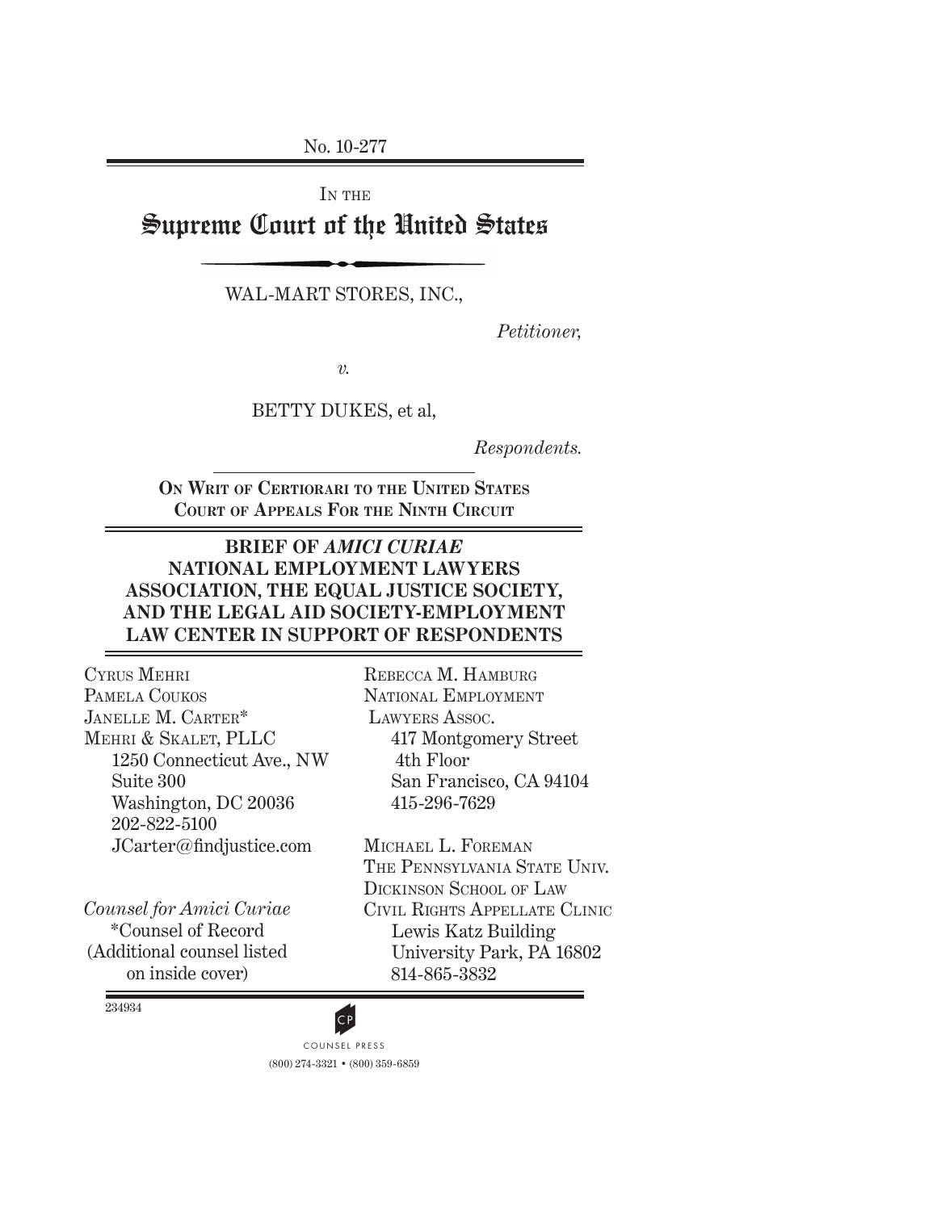No. 10-277

IN THE

# Supreme Court of the United States

WAL-MART STORES, INC.,

*Petitioner,*

*v.*

BETTY DUKES, et al,

*Respondents.*

**ON WRIT OF CERTIORARI TO THE UNITED STATES COURT OF APPEALS FOR THE NINTH CIRCUIT**

**BRIEF OF *AMICI CURIAE* NATIONAL EMPLOYMENT LAWYERS ASSOCIATION, THE EQUAL JUSTICE SOCIETY, AND THE LEGAL AID SOCIETY-EMPLOYMENT LAW CENTER IN SUPPORT OF RESPONDENTS**

CYRUS MEHRI
PAMELA COUKOS
JANELLE M. CARTER*
MEHRI & SKALET, PLLC
1250 Connecticut Ave., NW
Suite 300
Washington, DC 20036
202-822-5100
JCarter@findjustice.com

*Counsel for Amici Curiae*
*Counsel of Record
(Additional counsel listed on inside cover)

REBECCA M. HAMBURG
NATIONAL EMPLOYMENT LAWYERS ASSOC.
417 Montgomery Street
4th Floor
San Francisco, CA 94104
415-296-7629

MICHAEL L. FOREMAN
THE PENNSYLVANIA STATE UNIV.
DICKINSON SCHOOL OF LAW
CIVIL RIGHTS APPELLATE CLINIC
Lewis Katz Building
University Park, PA 16802
814-865-3832

234934

COUNSEL PRESS
(800) 274-3321 • (800) 359-6859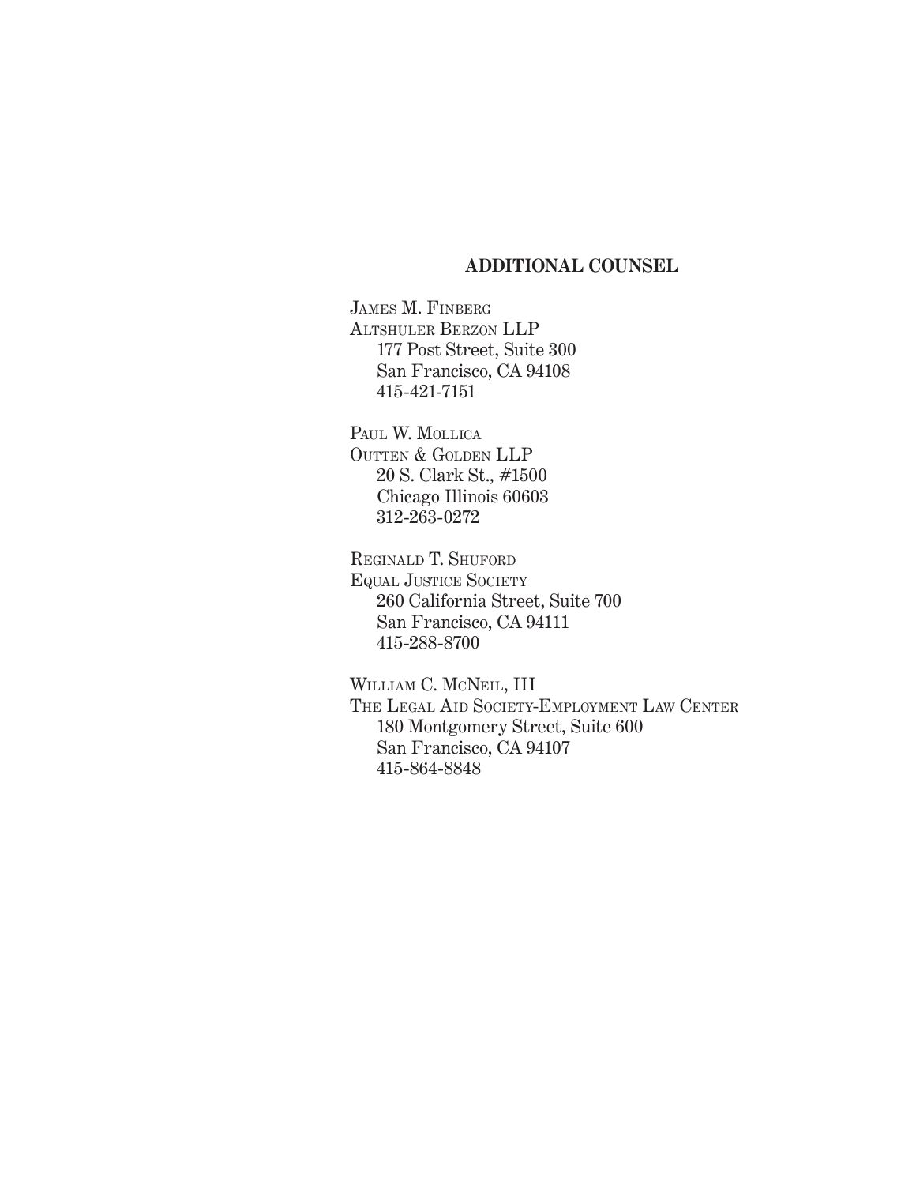## ADDITIONAL COUNSEL

James M. Finberg
Altshuler Berzon LLP
177 Post Street, Suite 300
San Francisco, CA 94108
415-421-7151

Paul W. Mollica
Outten & Golden LLP
20 S. Clark St., #1500
Chicago Illinois 60603
312-263-0272

Reginald T. Shuford
Equal Justice Society
260 California Street, Suite 700
San Francisco, CA 94111
415-288-8700

William C. McNeil, III
The Legal Aid Society-Employment Law Center
180 Montgomery Street, Suite 600
San Francisco, CA 94107
415-864-8848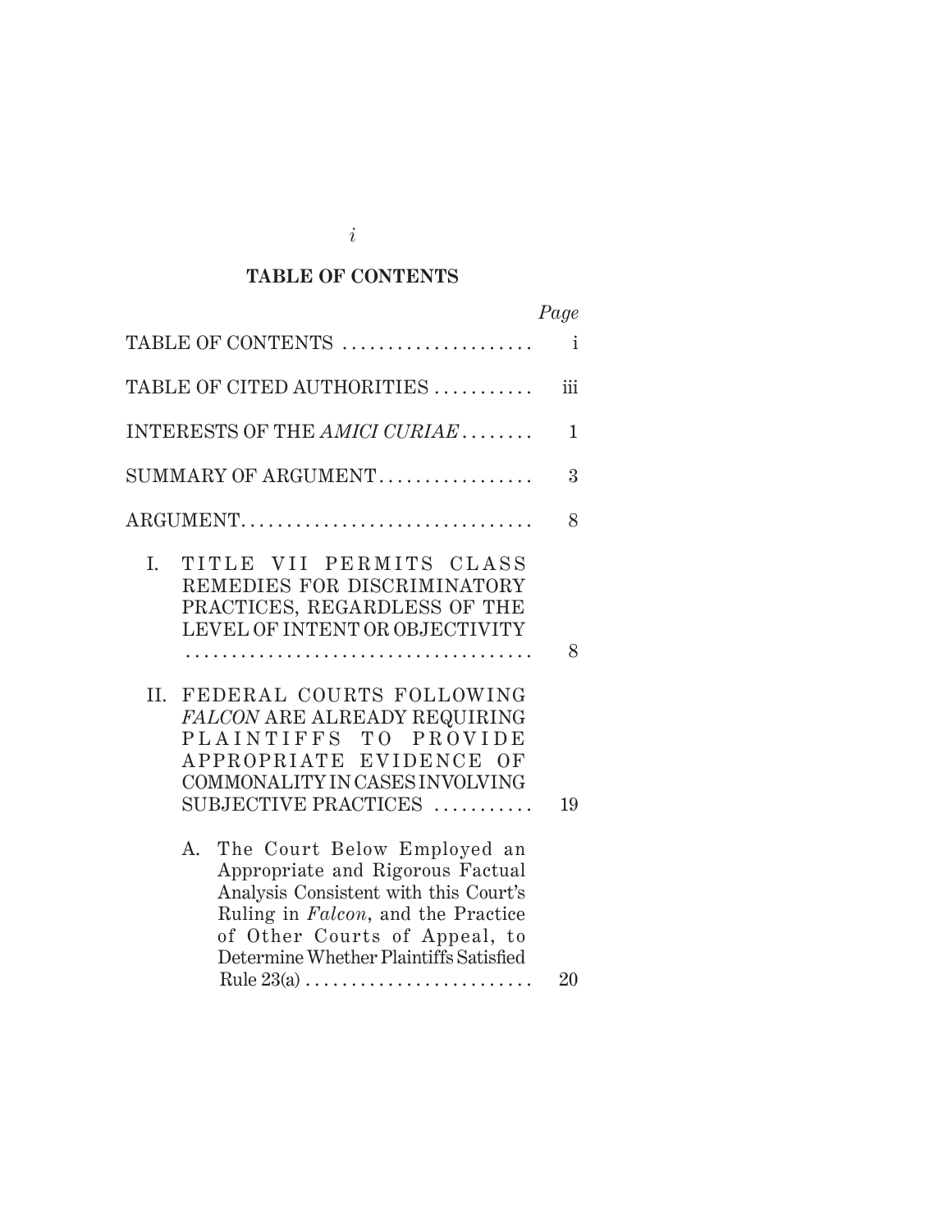**TABLE OF CONTENTS**

| | *Page* |
|---|---|
| TABLE OF CONTENTS | i |
| TABLE OF CITED AUTHORITIES | iii |
| INTERESTS OF THE *AMICI CURIAE* | 1 |
| SUMMARY OF ARGUMENT | 3 |
| ARGUMENT | 8 |
| I. TITLE VII PERMITS CLASS REMEDIES FOR DISCRIMINATORY PRACTICES, REGARDLESS OF THE LEVEL OF INTENT OR OBJECTIVITY | 8 |
| II. FEDERAL COURTS FOLLOWING *FALCON* ARE ALREADY REQUIRING PLAINTIFFS TO PROVIDE APPROPRIATE EVIDENCE OF COMMONALITY IN CASES INVOLVING SUBJECTIVE PRACTICES | 19 |
| A. The Court Below Employed an Appropriate and Rigorous Factual Analysis Consistent with this Court's Ruling in *Falcon*, and the Practice of Other Courts of Appeal, to Determine Whether Plaintiffs Satisfied Rule 23(a) | 20 |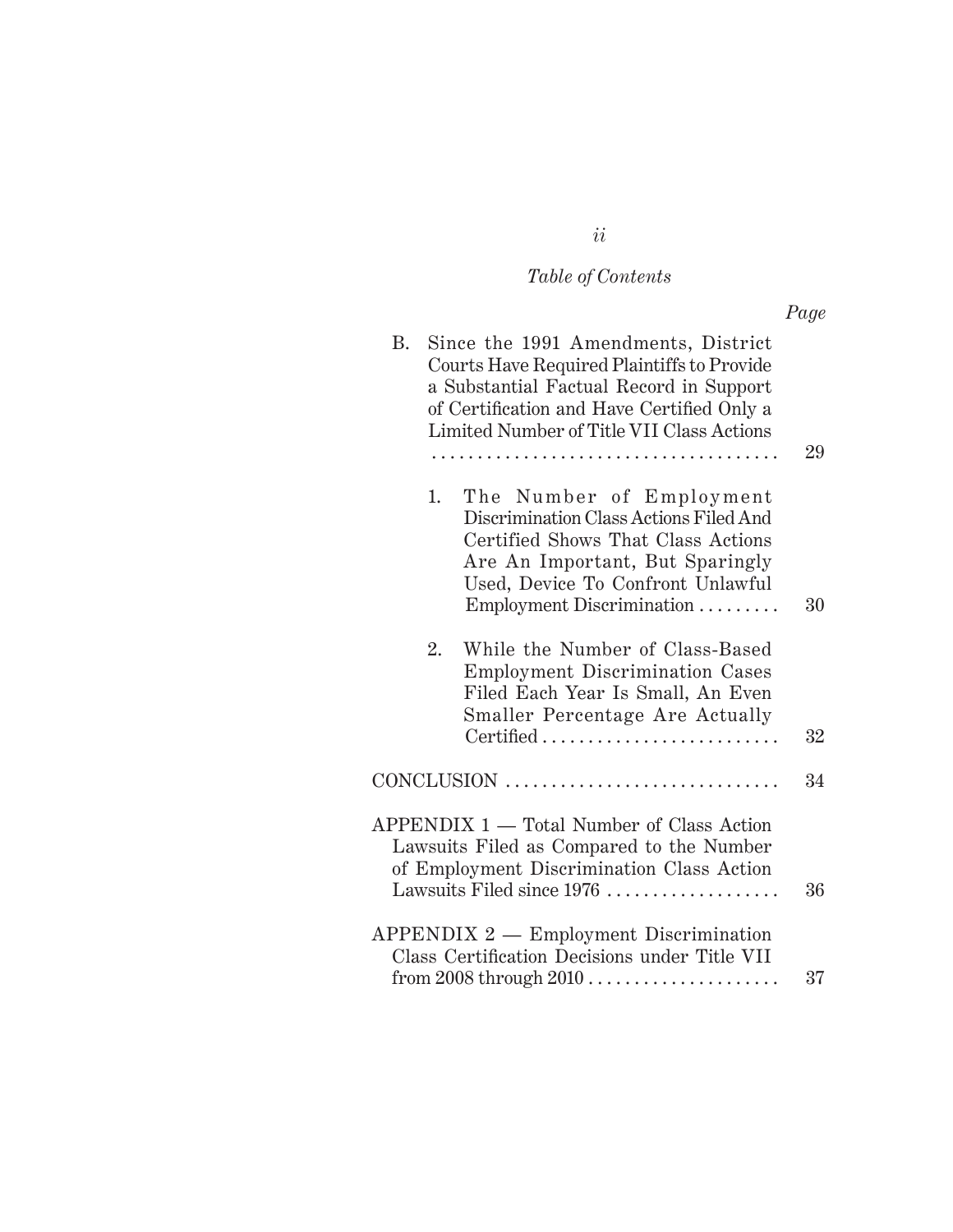*Table of Contents*

| | *Page* |
|---|---|
| B. Since the 1991 Amendments, District Courts Have Required Plaintiffs to Provide a Substantial Factual Record in Support of Certification and Have Certified Only a Limited Number of Title VII Class Actions | 29 |
| 1. The Number of Employment Discrimination Class Actions Filed And Certified Shows That Class Actions Are An Important, But Sparingly Used, Device To Confront Unlawful Employment Discrimination | 30 |
| 2. While the Number of Class-Based Employment Discrimination Cases Filed Each Year Is Small, An Even Smaller Percentage Are Actually Certified | 32 |
| CONCLUSION | 34 |
| APPENDIX 1 — Total Number of Class Action Lawsuits Filed as Compared to the Number of Employment Discrimination Class Action Lawsuits Filed since 1976 | 36 |
| APPENDIX 2 — Employment Discrimination Class Certification Decisions under Title VII from 2008 through 2010 | 37 |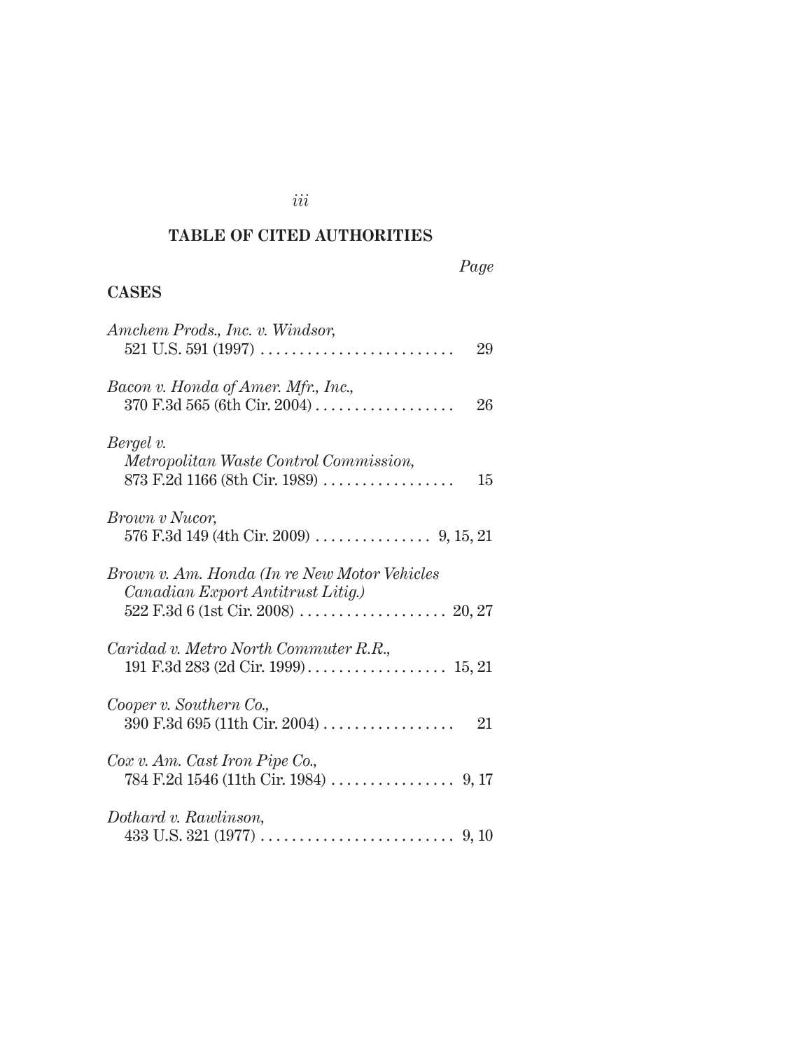## TABLE OF CITED AUTHORITIES

*Page*

### CASES

*Amchem Prods., Inc. v. Windsor*, 521 U.S. 591 (1997) . . . . . . . . . . . . . . . . . . . . . . . . . 29

*Bacon v. Honda of Amer. Mfr., Inc.*, 370 F.3d 565 (6th Cir. 2004) . . . . . . . . . . . . . . . . . . 26

*Bergel v. Metropolitan Waste Control Commission*, 873 F.2d 1166 (8th Cir. 1989) . . . . . . . . . . . . . . . . . 15

*Brown v Nucor*, 576 F.3d 149 (4th Cir. 2009) . . . . . . . . . . . . . . . 9, 15, 21

*Brown v. Am. Honda (In re New Motor Vehicles Canadian Export Antitrust Litig.)* 522 F.3d 6 (1st Cir. 2008) . . . . . . . . . . . . . . . . . . . 20, 27

*Caridad v. Metro North Commuter R.R.*, 191 F.3d 283 (2d Cir. 1999) . . . . . . . . . . . . . . . . . . 15, 21

*Cooper v. Southern Co.*, 390 F.3d 695 (11th Cir. 2004) . . . . . . . . . . . . . . . . . 21

*Cox v. Am. Cast Iron Pipe Co.*, 784 F.2d 1546 (11th Cir. 1984) . . . . . . . . . . . . . . . . 9, 17

*Dothard v. Rawlinson*, 433 U.S. 321 (1977) . . . . . . . . . . . . . . . . . . . . . . . . . 9, 10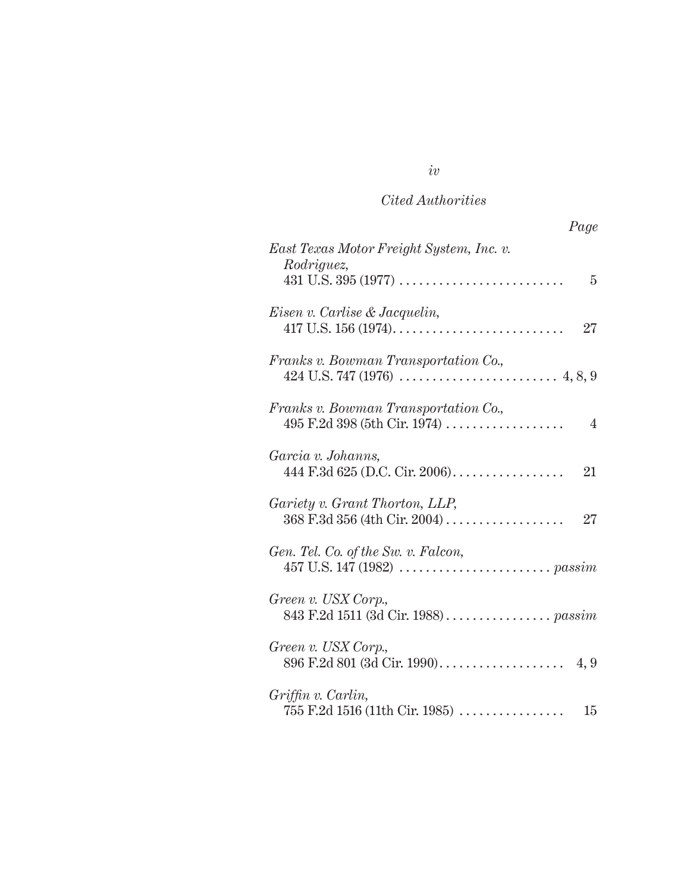*Cited Authorities*

*Page*

*East Texas Motor Freight System, Inc. v. Rodriguez*,
431 U.S. 395 (1977) .......................... 5

*Eisen v. Carlise & Jacquelin*,
417 U.S. 156 (1974). .......................... 27

*Franks v. Bowman Transportation Co.*,
424 U.S. 747 (1976) .......................... 4, 8, 9

*Franks v. Bowman Transportation Co.*,
495 F.2d 398 (5th Cir. 1974) .................. 4

*Garcia v. Johanns*,
444 F.3d 625 (D.C. Cir. 2006). ................ 21

*Gariety v. Grant Thorton, LLP*,
368 F.3d 356 (4th Cir. 2004) .................. 27

*Gen. Tel. Co. of the Sw. v. Falcon*,
457 U.S. 147 (1982) .......................... *passim*

*Green v. USX Corp.*,
843 F.2d 1511 (3d Cir. 1988). ................ *passim*

*Green v. USX Corp.*,
896 F.2d 801 (3d Cir. 1990). .................. 4, 9

*Griffin v. Carlin*,
755 F.2d 1516 (11th Cir. 1985) ................ 15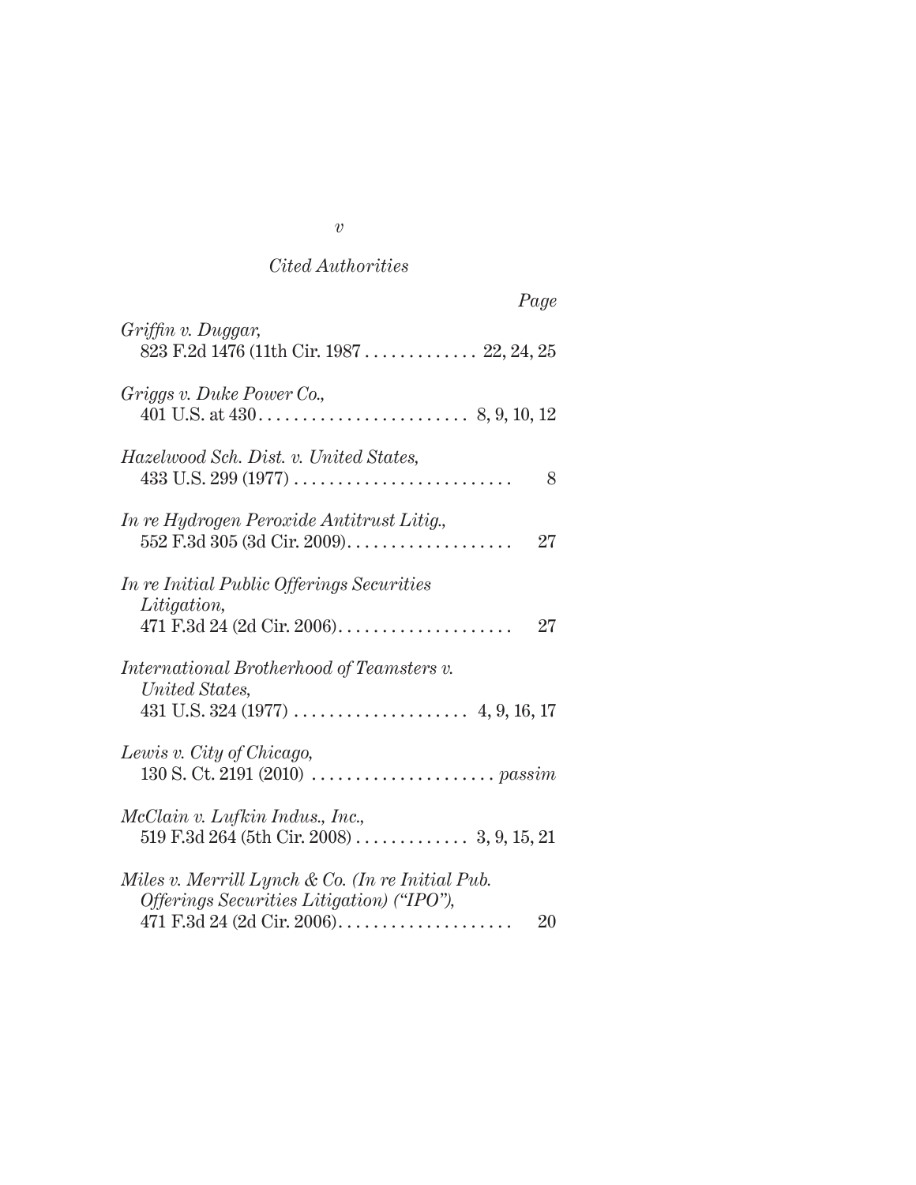*Cited Authorities*

*Page*

*Griffin v. Duggar*,
823 F.2d 1476 (11th Cir. 1987 . . . . . . . . . . . . . 22, 24, 25

*Griggs v. Duke Power Co.*,
401 U.S. at 430 . . . . . . . . . . . . . . . . . . . . . . . . 8, 9, 10, 12

*Hazelwood Sch. Dist. v. United States*,
433 U.S. 299 (1977) . . . . . . . . . . . . . . . . . . . . . . . . . 8

*In re Hydrogen Peroxide Antitrust Litig.*,
552 F.3d 305 (3d Cir. 2009) . . . . . . . . . . . . . . . . . . . 27

*In re Initial Public Offerings Securities Litigation*,
471 F.3d 24 (2d Cir. 2006) . . . . . . . . . . . . . . . . . . . . 27

*International Brotherhood of Teamsters v. United States*,
431 U.S. 324 (1977) . . . . . . . . . . . . . . . . . . . . 4, 9, 16, 17

*Lewis v. City of Chicago*,
130 S. Ct. 2191 (2010) . . . . . . . . . . . . . . . . . . . . . *passim*

*McClain v. Lufkin Indus., Inc.*,
519 F.3d 264 (5th Cir. 2008) . . . . . . . . . . . . . 3, 9, 15, 21

*Miles v. Merrill Lynch & Co. (In re Initial Pub. Offerings Securities Litigation) ("IPO")*,
471 F.3d 24 (2d Cir. 2006) . . . . . . . . . . . . . . . . . . . . 20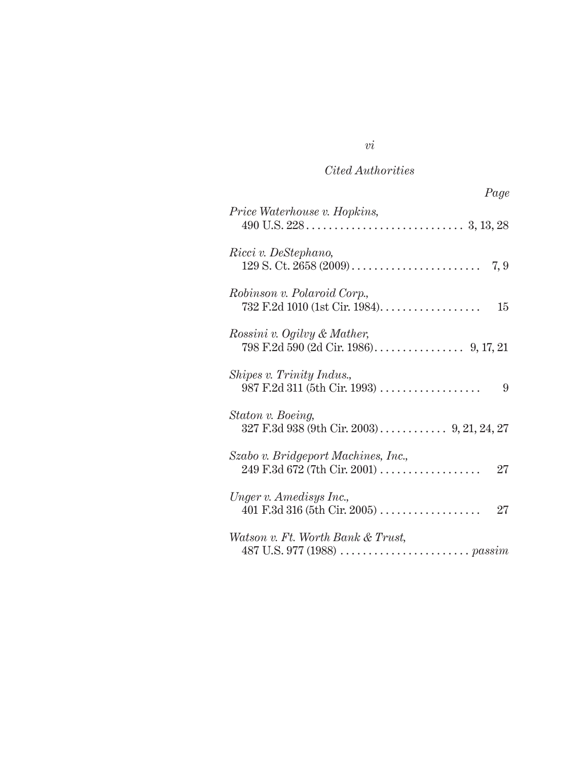*Cited Authorities*

*Page*

*Price Waterhouse v. Hopkins*,
490 U.S. 228 . . . . . . . . . . . . . . . . . . . . . . . . . . . . 3, 13, 28

*Ricci v. DeStephano*,
129 S. Ct. 2658 (2009) . . . . . . . . . . . . . . . . . . . . . . . 7, 9

*Robinson v. Polaroid Corp.*,
732 F.2d 1010 (1st Cir. 1984) . . . . . . . . . . . . . . . . . . 15

*Rossini v. Ogilvy & Mather*,
798 F.2d 590 (2d Cir. 1986) . . . . . . . . . . . . . . . . 9, 17, 21

*Shipes v. Trinity Indus.*,
987 F.2d 311 (5th Cir. 1993) . . . . . . . . . . . . . . . . . . 9

*Staton v. Boeing*,
327 F.3d 938 (9th Cir. 2003) . . . . . . . . . . . . 9, 21, 24, 27

*Szabo v. Bridgeport Machines, Inc.*,
249 F.3d 672 (7th Cir. 2001) . . . . . . . . . . . . . . . . . . 27

*Unger v. Amedisys Inc.*,
401 F.3d 316 (5th Cir. 2005) . . . . . . . . . . . . . . . . . . 27

*Watson v. Ft. Worth Bank & Trust*,
487 U.S. 977 (1988) . . . . . . . . . . . . . . . . . . . . . . . *passim*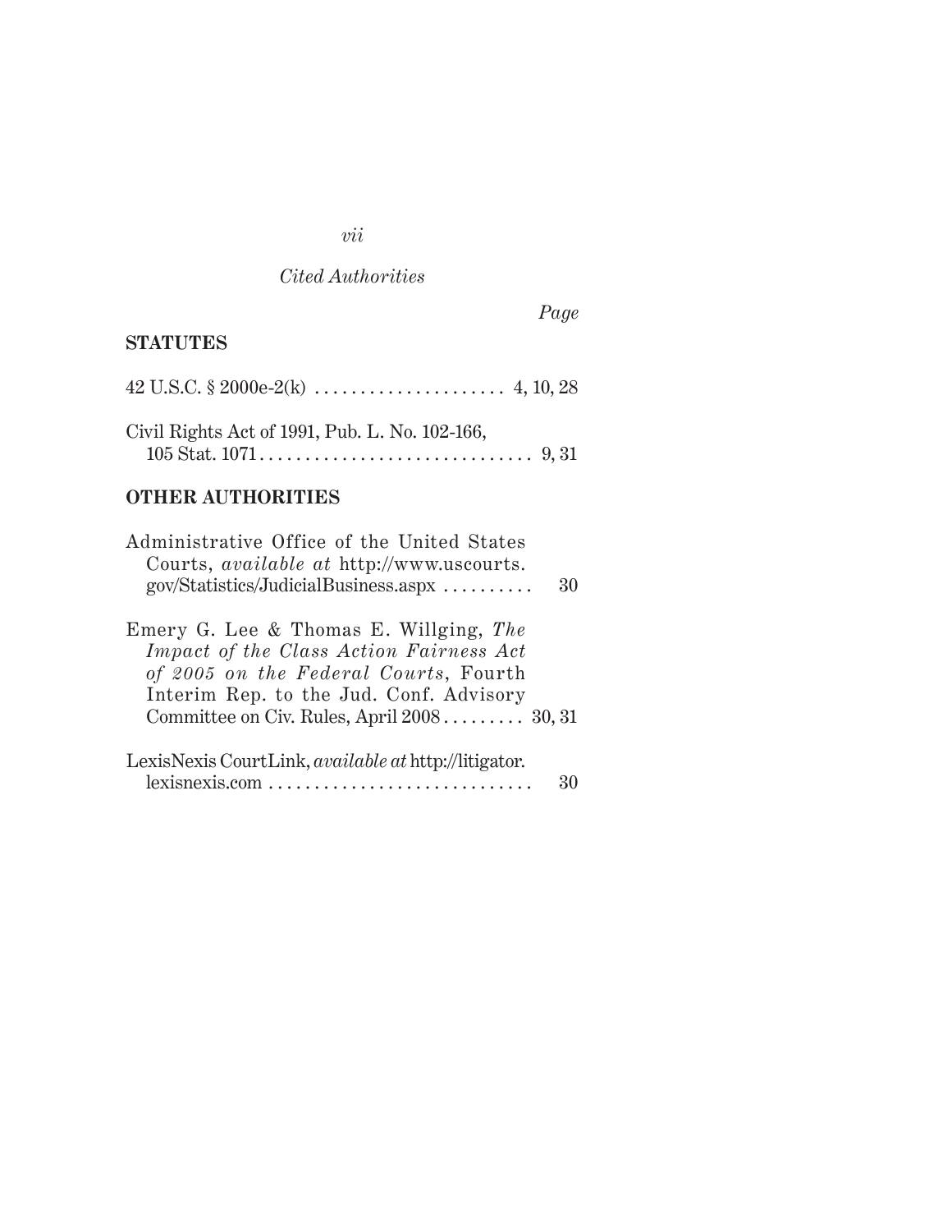*Cited Authorities*

*Page*

**STATUTES**

42 U.S.C. § 2000e-2(k) . . . . . . . . . . . . . . . . . . . . . 4, 10, 28

Civil Rights Act of 1991, Pub. L. No. 102-166, 105 Stat. 1071 . . . . . . . . . . . . . . . . . . . . . . . . . . . . . . 9, 31

**OTHER AUTHORITIES**

Administrative Office of the United States Courts, *available at* http://www.uscourts.gov/Statistics/JudicialBusiness.aspx . . . . . . . . . . 30

Emery G. Lee & Thomas E. Willging, *The Impact of the Class Action Fairness Act of 2005 on the Federal Courts*, Fourth Interim Rep. to the Jud. Conf. Advisory Committee on Civ. Rules, April 2008 . . . . . . . . . 30, 31

LexisNexis CourtLink, *available at* http://litigator.lexisnexis.com . . . . . . . . . . . . . . . . . . . . . . . . . . . . . 30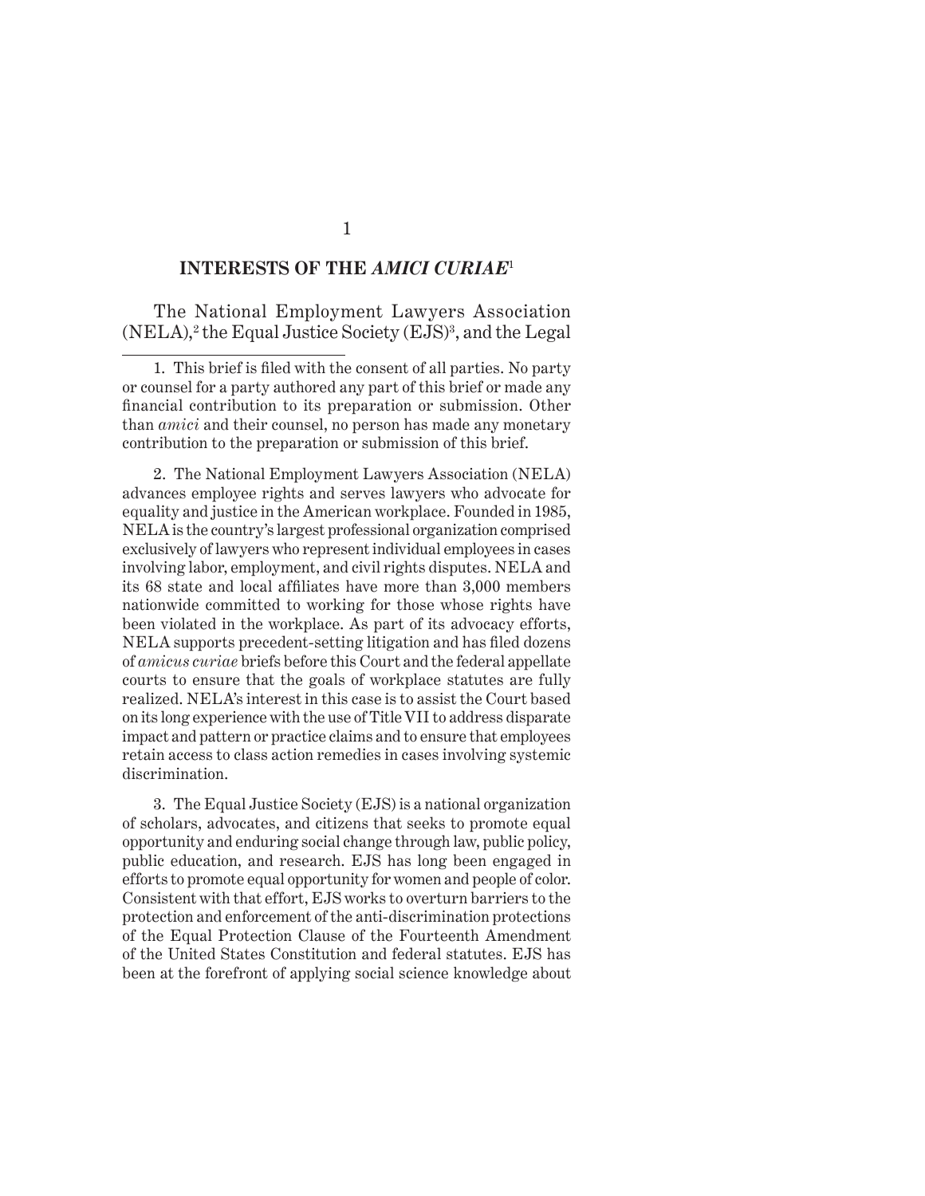## INTERESTS OF THE *AMICI CURIAE*[1]

The National Employment Lawyers Association (NELA),[2] the Equal Justice Society (EJS)[3], and the Legal

---

1. This brief is filed with the consent of all parties. No party or counsel for a party authored any part of this brief or made any financial contribution to its preparation or submission. Other than *amici* and their counsel, no person has made any monetary contribution to the preparation or submission of this brief.

2. The National Employment Lawyers Association (NELA) advances employee rights and serves lawyers who advocate for equality and justice in the American workplace. Founded in 1985, NELA is the country's largest professional organization comprised exclusively of lawyers who represent individual employees in cases involving labor, employment, and civil rights disputes. NELA and its 68 state and local affiliates have more than 3,000 members nationwide committed to working for those whose rights have been violated in the workplace. As part of its advocacy efforts, NELA supports precedent-setting litigation and has filed dozens of *amicus curiae* briefs before this Court and the federal appellate courts to ensure that the goals of workplace statutes are fully realized. NELA's interest in this case is to assist the Court based on its long experience with the use of Title VII to address disparate impact and pattern or practice claims and to ensure that employees retain access to class action remedies in cases involving systemic discrimination.

3. The Equal Justice Society (EJS) is a national organization of scholars, advocates, and citizens that seeks to promote equal opportunity and enduring social change through law, public policy, public education, and research. EJS has long been engaged in efforts to promote equal opportunity for women and people of color. Consistent with that effort, EJS works to overturn barriers to the protection and enforcement of the anti-discrimination protections of the Equal Protection Clause of the Fourteenth Amendment of the United States Constitution and federal statutes. EJS has been at the forefront of applying social science knowledge about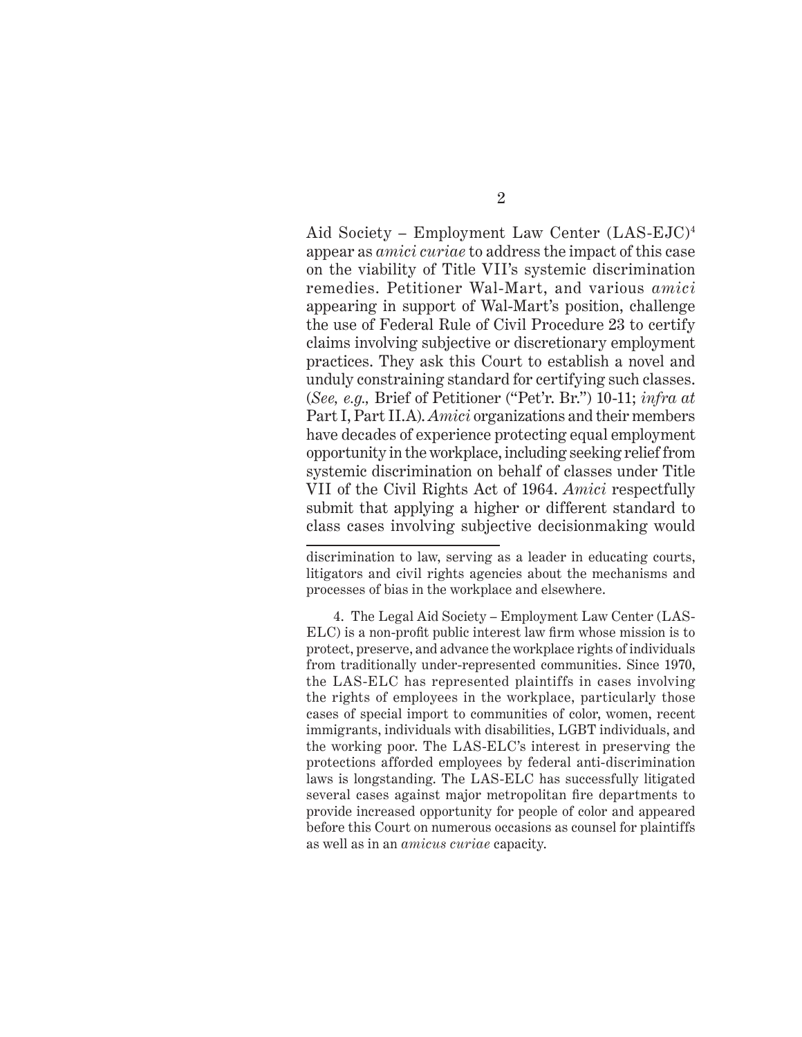Aid Society – Employment Law Center (LAS-EJC)[4] appear as *amici curiae* to address the impact of this case on the viability of Title VII's systemic discrimination remedies. Petitioner Wal-Mart, and various *amici* appearing in support of Wal-Mart's position, challenge the use of Federal Rule of Civil Procedure 23 to certify claims involving subjective or discretionary employment practices. They ask this Court to establish a novel and unduly constraining standard for certifying such classes. (*See, e.g.,* Brief of Petitioner ("Pet'r. Br.") 10-11; *infra at* Part I, Part II.A). *Amici* organizations and their members have decades of experience protecting equal employment opportunity in the workplace, including seeking relief from systemic discrimination on behalf of classes under Title VII of the Civil Rights Act of 1964. *Amici* respectfully submit that applying a higher or different standard to class cases involving subjective decisionmaking would

---

discrimination to law, serving as a leader in educating courts, litigators and civil rights agencies about the mechanisms and processes of bias in the workplace and elsewhere.

4. The Legal Aid Society – Employment Law Center (LAS-ELC) is a non-profit public interest law firm whose mission is to protect, preserve, and advance the workplace rights of individuals from traditionally under-represented communities. Since 1970, the LAS-ELC has represented plaintiffs in cases involving the rights of employees in the workplace, particularly those cases of special import to communities of color, women, recent immigrants, individuals with disabilities, LGBT individuals, and the working poor. The LAS-ELC's interest in preserving the protections afforded employees by federal anti-discrimination laws is longstanding. The LAS-ELC has successfully litigated several cases against major metropolitan fire departments to provide increased opportunity for people of color and appeared before this Court on numerous occasions as counsel for plaintiffs as well as in an *amicus curiae* capacity.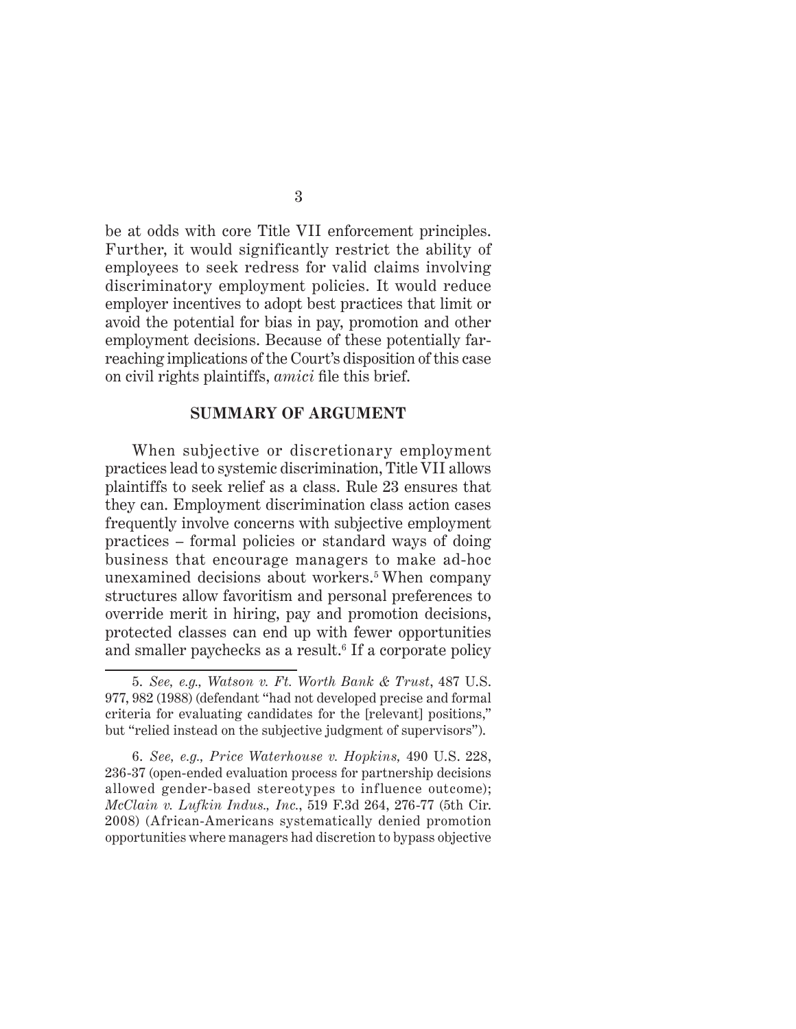be at odds with core Title VII enforcement principles. Further, it would significantly restrict the ability of employees to seek redress for valid claims involving discriminatory employment policies. It would reduce employer incentives to adopt best practices that limit or avoid the potential for bias in pay, promotion and other employment decisions. Because of these potentially far-reaching implications of the Court's disposition of this case on civil rights plaintiffs, *amici* file this brief.

## SUMMARY OF ARGUMENT

When subjective or discretionary employment practices lead to systemic discrimination, Title VII allows plaintiffs to seek relief as a class. Rule 23 ensures that they can. Employment discrimination class action cases frequently involve concerns with subjective employment practices – formal policies or standard ways of doing business that encourage managers to make ad-hoc unexamined decisions about workers.[5] When company structures allow favoritism and personal preferences to override merit in hiring, pay and promotion decisions, protected classes can end up with fewer opportunities and smaller paychecks as a result.[6] If a corporate policy

---

5. *See, e.g., Watson v. Ft. Worth Bank & Trust*, 487 U.S. 977, 982 (1988) (defendant "had not developed precise and formal criteria for evaluating candidates for the [relevant] positions," but "relied instead on the subjective judgment of supervisors").

6. *See, e.g., Price Waterhouse v. Hopkins,* 490 U.S. 228, 236-37 (open-ended evaluation process for partnership decisions allowed gender-based stereotypes to influence outcome); *McClain v. Lufkin Indus., Inc.*, 519 F.3d 264, 276-77 (5th Cir. 2008) (African-Americans systematically denied promotion opportunities where managers had discretion to bypass objective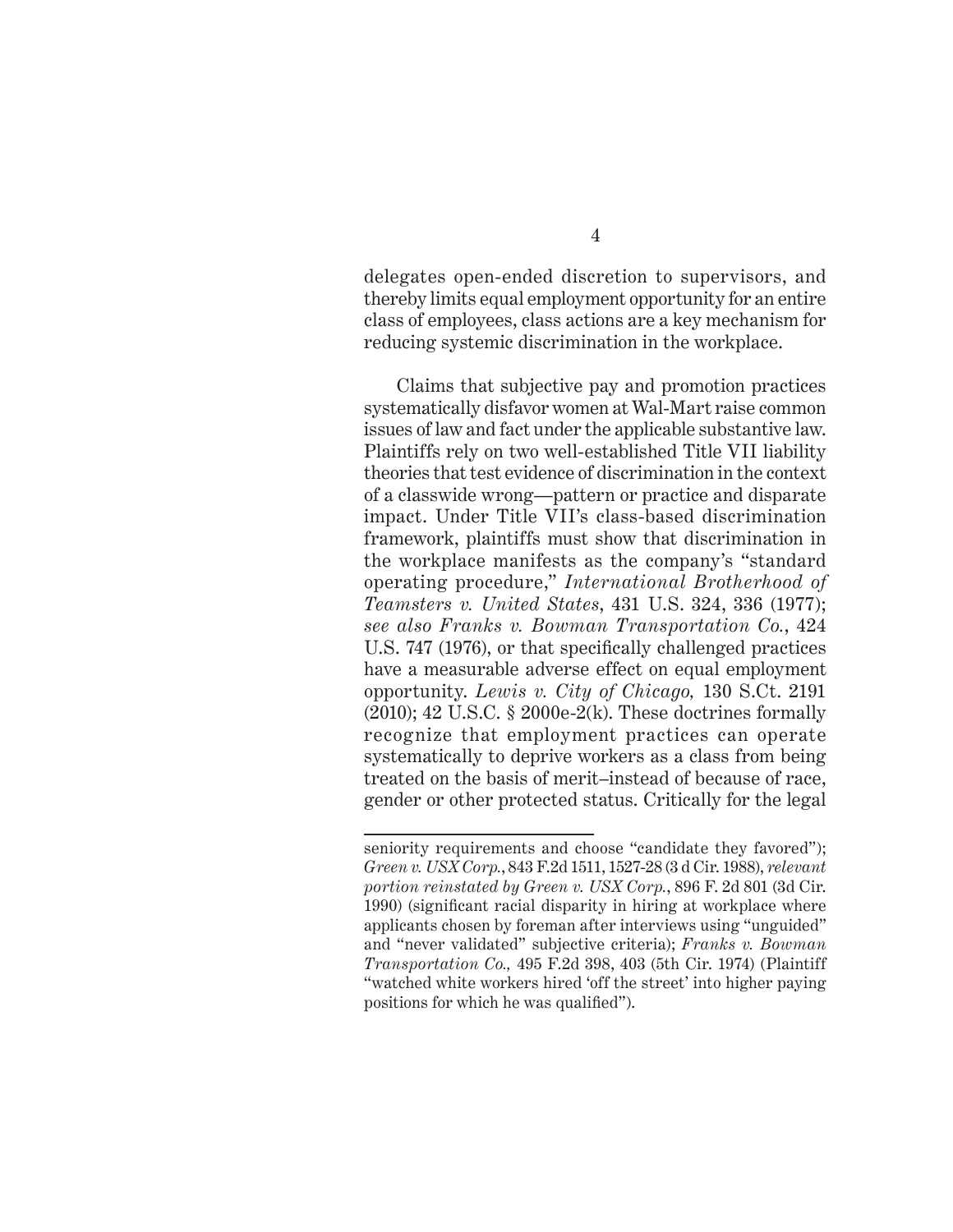delegates open-ended discretion to supervisors, and thereby limits equal employment opportunity for an entire class of employees, class actions are a key mechanism for reducing systemic discrimination in the workplace.

Claims that subjective pay and promotion practices systematically disfavor women at Wal-Mart raise common issues of law and fact under the applicable substantive law. Plaintiffs rely on two well-established Title VII liability theories that test evidence of discrimination in the context of a classwide wrong—pattern or practice and disparate impact. Under Title VII's class-based discrimination framework, plaintiffs must show that discrimination in the workplace manifests as the company's "standard operating procedure," *International Brotherhood of Teamsters v. United States*, 431 U.S. 324, 336 (1977); *see also Franks v. Bowman Transportation Co.*, 424 U.S. 747 (1976), or that specifically challenged practices have a measurable adverse effect on equal employment opportunity. *Lewis v. City of Chicago,* 130 S.Ct. 2191 (2010); 42 U.S.C. § 2000e-2(k). These doctrines formally recognize that employment practices can operate systematically to deprive workers as a class from being treated on the basis of merit–instead of because of race, gender or other protected status. Critically for the legal

---

seniority requirements and choose "candidate they favored"); *Green v. USX Corp.*, 843 F.2d 1511, 1527-28 (3 d Cir. 1988), *relevant portion reinstated by Green v. USX Corp.*, 896 F. 2d 801 (3d Cir. 1990) (significant racial disparity in hiring at workplace where applicants chosen by foreman after interviews using "unguided" and "never validated" subjective criteria); *Franks v. Bowman Transportation Co.,* 495 F.2d 398, 403 (5th Cir. 1974) (Plaintiff "watched white workers hired 'off the street' into higher paying positions for which he was qualified").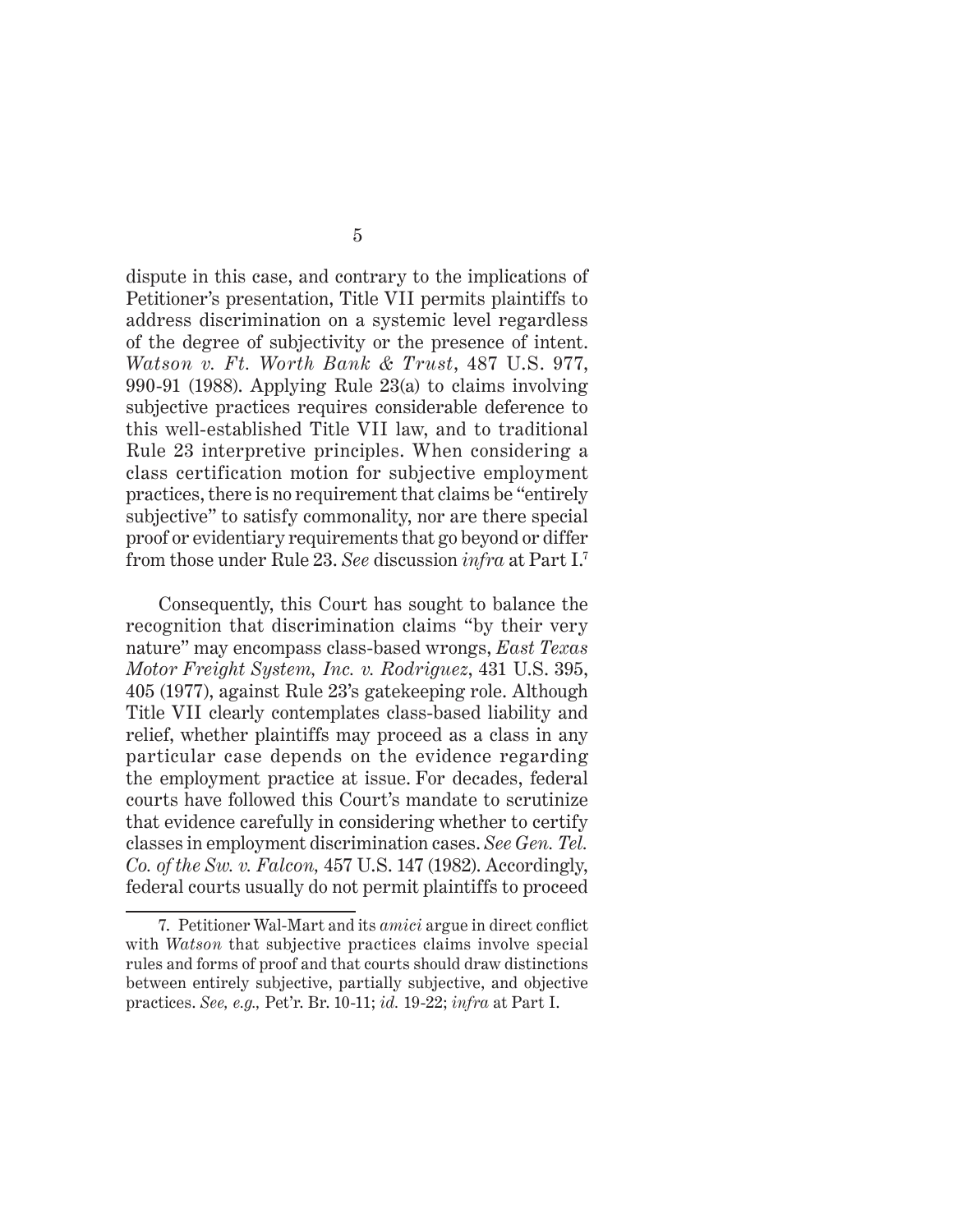dispute in this case, and contrary to the implications of Petitioner's presentation, Title VII permits plaintiffs to address discrimination on a systemic level regardless of the degree of subjectivity or the presence of intent. *Watson v. Ft. Worth Bank & Trust*, 487 U.S. 977, 990-91 (1988). Applying Rule 23(a) to claims involving subjective practices requires considerable deference to this well-established Title VII law, and to traditional Rule 23 interpretive principles. When considering a class certification motion for subjective employment practices, there is no requirement that claims be "entirely subjective" to satisfy commonality, nor are there special proof or evidentiary requirements that go beyond or differ from those under Rule 23. *See* discussion *infra* at Part I.[7]

Consequently, this Court has sought to balance the recognition that discrimination claims "by their very nature" may encompass class-based wrongs, *East Texas Motor Freight System, Inc. v. Rodriguez*, 431 U.S. 395, 405 (1977), against Rule 23's gatekeeping role. Although Title VII clearly contemplates class-based liability and relief, whether plaintiffs may proceed as a class in any particular case depends on the evidence regarding the employment practice at issue. For decades, federal courts have followed this Court's mandate to scrutinize that evidence carefully in considering whether to certify classes in employment discrimination cases. *See Gen. Tel. Co. of the Sw. v. Falcon,* 457 U.S. 147 (1982). Accordingly, federal courts usually do not permit plaintiffs to proceed

7. Petitioner Wal-Mart and its *amici* argue in direct conflict with *Watson* that subjective practices claims involve special rules and forms of proof and that courts should draw distinctions between entirely subjective, partially subjective, and objective practices. *See, e.g.,* Pet'r. Br. 10-11; *id.* 19-22; *infra* at Part I.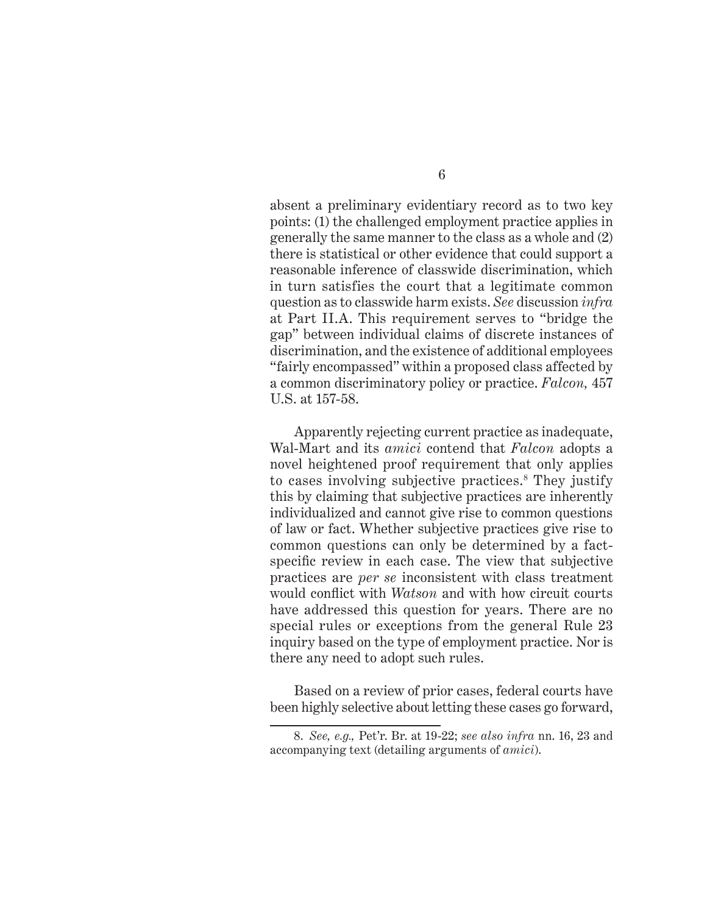absent a preliminary evidentiary record as to two key points: (1) the challenged employment practice applies in generally the same manner to the class as a whole and (2) there is statistical or other evidence that could support a reasonable inference of classwide discrimination, which in turn satisfies the court that a legitimate common question as to classwide harm exists. *See* discussion *infra* at Part II.A. This requirement serves to "bridge the gap" between individual claims of discrete instances of discrimination, and the existence of additional employees "fairly encompassed" within a proposed class affected by a common discriminatory policy or practice. *Falcon,* 457 U.S. at 157-58.

Apparently rejecting current practice as inadequate, Wal-Mart and its *amici* contend that *Falcon* adopts a novel heightened proof requirement that only applies to cases involving subjective practices.[8] They justify this by claiming that subjective practices are inherently individualized and cannot give rise to common questions of law or fact. Whether subjective practices give rise to common questions can only be determined by a fact-specific review in each case. The view that subjective practices are *per se* inconsistent with class treatment would conflict with *Watson* and with how circuit courts have addressed this question for years. There are no special rules or exceptions from the general Rule 23 inquiry based on the type of employment practice. Nor is there any need to adopt such rules.

Based on a review of prior cases, federal courts have been highly selective about letting these cases go forward,

---

8. *See, e.g.,* Pet'r. Br. at 19-22; *see also infra* nn. 16, 23 and accompanying text (detailing arguments of *amici*).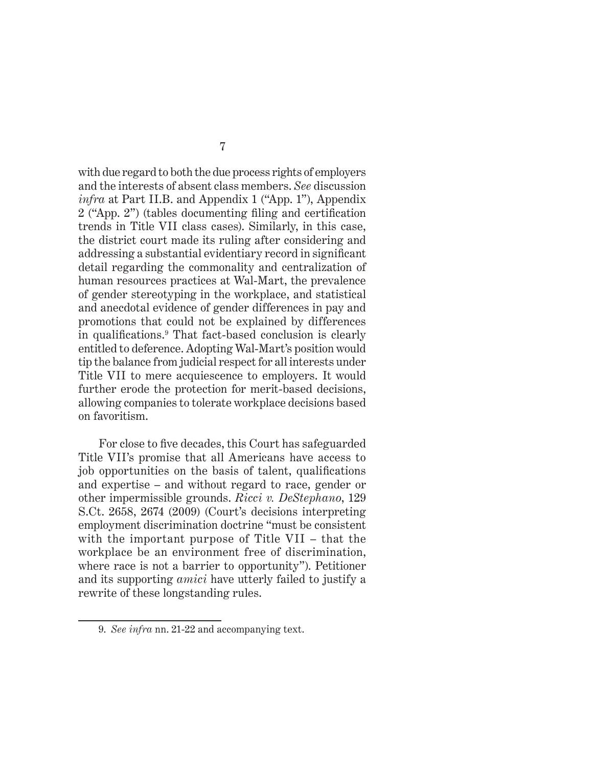with due regard to both the due process rights of employers and the interests of absent class members. *See* discussion *infra* at Part II.B. and Appendix 1 ("App. 1"), Appendix 2 ("App. 2") (tables documenting filing and certification trends in Title VII class cases). Similarly, in this case, the district court made its ruling after considering and addressing a substantial evidentiary record in significant detail regarding the commonality and centralization of human resources practices at Wal-Mart, the prevalence of gender stereotyping in the workplace, and statistical and anecdotal evidence of gender differences in pay and promotions that could not be explained by differences in qualifications.[9] That fact-based conclusion is clearly entitled to deference. Adopting Wal-Mart's position would tip the balance from judicial respect for all interests under Title VII to mere acquiescence to employers. It would further erode the protection for merit-based decisions, allowing companies to tolerate workplace decisions based on favoritism.

For close to five decades, this Court has safeguarded Title VII's promise that all Americans have access to job opportunities on the basis of talent, qualifications and expertise – and without regard to race, gender or other impermissible grounds. *Ricci v. DeStephano*, 129 S.Ct. 2658, 2674 (2009) (Court's decisions interpreting employment discrimination doctrine "must be consistent with the important purpose of Title VII – that the workplace be an environment free of discrimination, where race is not a barrier to opportunity"). Petitioner and its supporting *amici* have utterly failed to justify a rewrite of these longstanding rules.

---

9. *See infra* nn. 21-22 and accompanying text.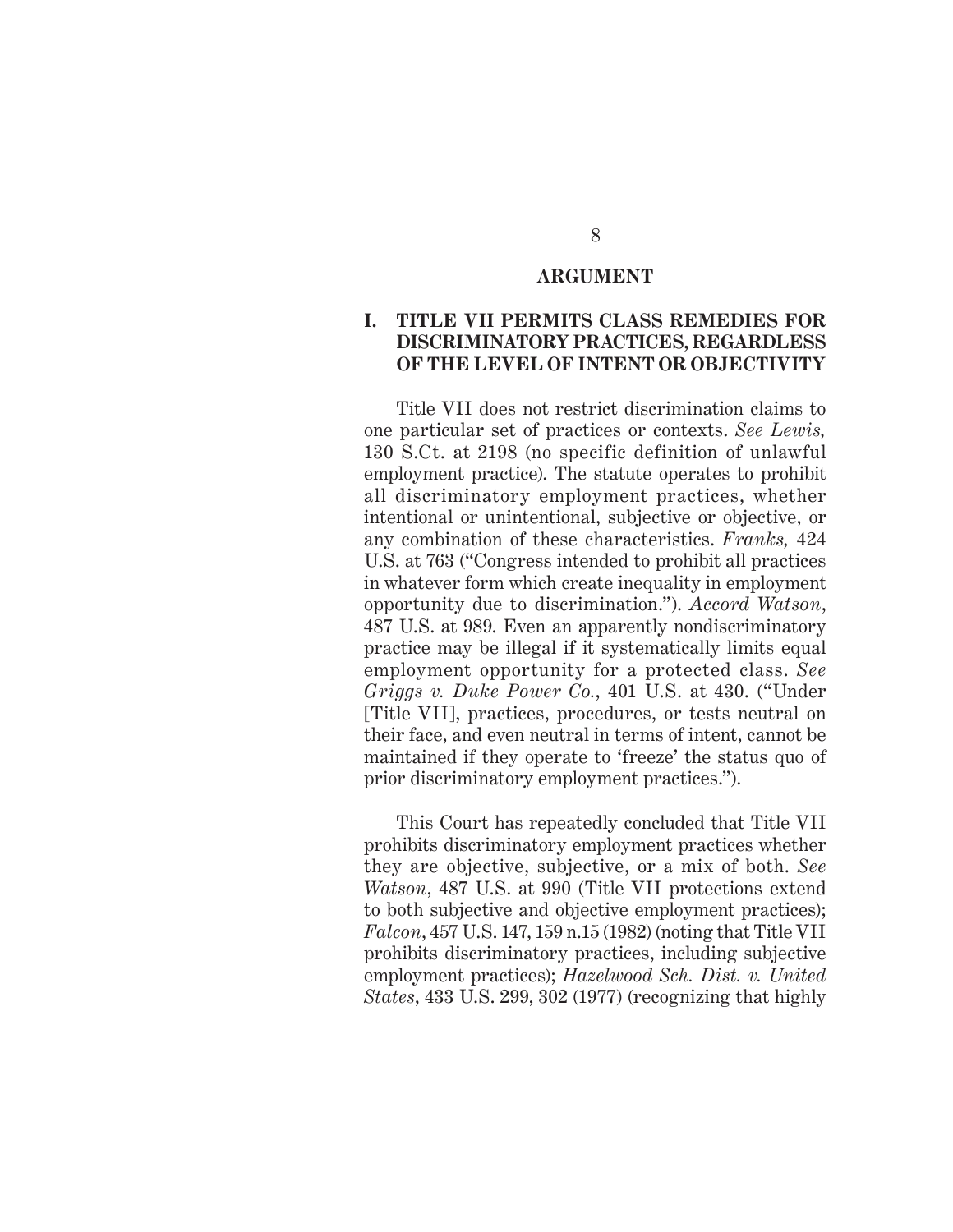## ARGUMENT

### I. TITLE VII PERMITS CLASS REMEDIES FOR DISCRIMINATORY PRACTICES, REGARDLESS OF THE LEVEL OF INTENT OR OBJECTIVITY

Title VII does not restrict discrimination claims to one particular set of practices or contexts. *See Lewis,* 130 S.Ct. at 2198 (no specific definition of unlawful employment practice). The statute operates to prohibit all discriminatory employment practices, whether intentional or unintentional, subjective or objective, or any combination of these characteristics. *Franks,* 424 U.S. at 763 ("Congress intended to prohibit all practices in whatever form which create inequality in employment opportunity due to discrimination."). *Accord Watson*, 487 U.S. at 989. Even an apparently nondiscriminatory practice may be illegal if it systematically limits equal employment opportunity for a protected class. *See Griggs v. Duke Power Co.*, 401 U.S. at 430. ("Under [Title VII], practices, procedures, or tests neutral on their face, and even neutral in terms of intent, cannot be maintained if they operate to 'freeze' the status quo of prior discriminatory employment practices.").

This Court has repeatedly concluded that Title VII prohibits discriminatory employment practices whether they are objective, subjective, or a mix of both. *See Watson*, 487 U.S. at 990 (Title VII protections extend to both subjective and objective employment practices); *Falcon*, 457 U.S. 147, 159 n.15 (1982) (noting that Title VII prohibits discriminatory practices, including subjective employment practices); *Hazelwood Sch. Dist. v. United States*, 433 U.S. 299, 302 (1977) (recognizing that highly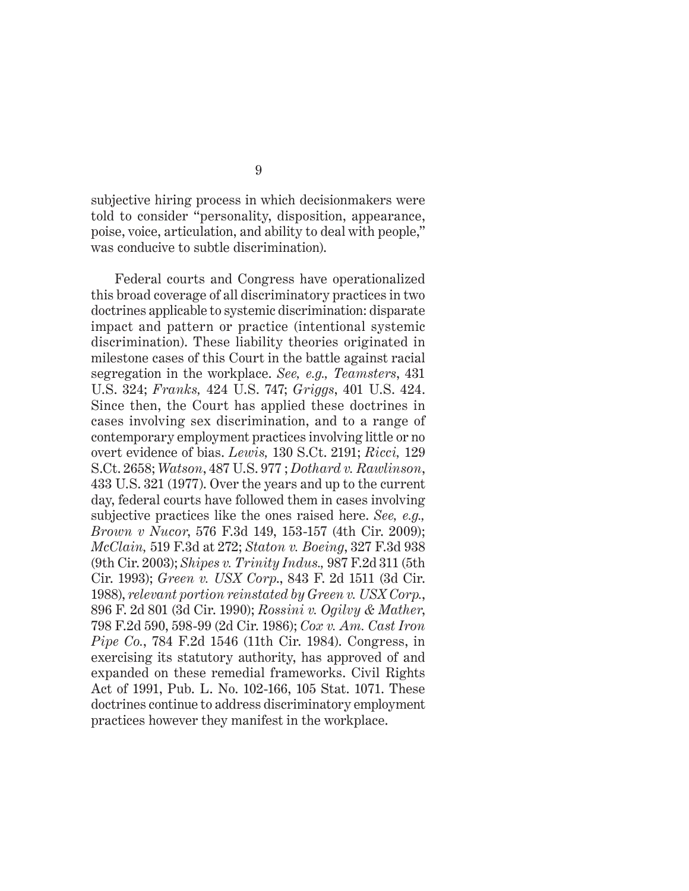subjective hiring process in which decisionmakers were told to consider "personality, disposition, appearance, poise, voice, articulation, and ability to deal with people," was conducive to subtle discrimination).

Federal courts and Congress have operationalized this broad coverage of all discriminatory practices in two doctrines applicable to systemic discrimination: disparate impact and pattern or practice (intentional systemic discrimination). These liability theories originated in milestone cases of this Court in the battle against racial segregation in the workplace. *See, e.g., Teamsters*, 431 U.S. 324; *Franks,* 424 U.S. 747; *Griggs*, 401 U.S. 424. Since then, the Court has applied these doctrines in cases involving sex discrimination, and to a range of contemporary employment practices involving little or no overt evidence of bias. *Lewis,* 130 S.Ct. 2191; *Ricci,* 129 S.Ct. 2658; *Watson*, 487 U.S. 977 ; *Dothard v. Rawlinson*, 433 U.S. 321 (1977). Over the years and up to the current day, federal courts have followed them in cases involving subjective practices like the ones raised here. *See, e.g., Brown v Nucor*, 576 F.3d 149, 153-157 (4th Cir. 2009); *McClain,* 519 F.3d at 272; *Staton v. Boeing*, 327 F.3d 938 (9th Cir. 2003); *Shipes v. Trinity Indus.,* 987 F.2d 311 (5th Cir. 1993); *Green v. USX Corp.*, 843 F. 2d 1511 (3d Cir. 1988), *relevant portion reinstated by Green v. USX Corp.*, 896 F. 2d 801 (3d Cir. 1990); *Rossini v. Ogilvy & Mather*, 798 F.2d 590, 598-99 (2d Cir. 1986); *Cox v. Am. Cast Iron Pipe Co.*, 784 F.2d 1546 (11th Cir. 1984). Congress, in exercising its statutory authority, has approved of and expanded on these remedial frameworks. Civil Rights Act of 1991, Pub. L. No. 102-166, 105 Stat. 1071. These doctrines continue to address discriminatory employment practices however they manifest in the workplace.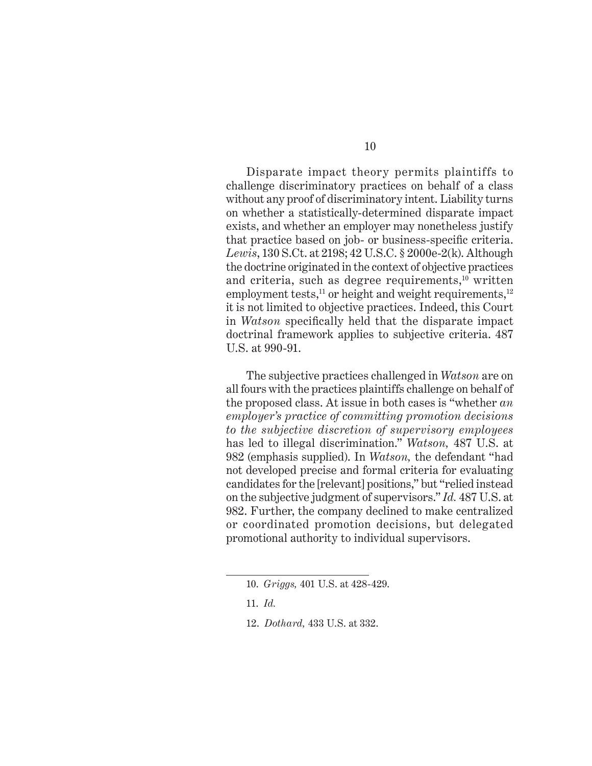Disparate impact theory permits plaintiffs to challenge discriminatory practices on behalf of a class without any proof of discriminatory intent. Liability turns on whether a statistically-determined disparate impact exists, and whether an employer may nonetheless justify that practice based on job- or business-specific criteria. *Lewis*, 130 S.Ct. at 2198; 42 U.S.C. § 2000e-2(k). Although the doctrine originated in the context of objective practices and criteria, such as degree requirements,[10] written employment tests,[11] or height and weight requirements,[12] it is not limited to objective practices. Indeed, this Court in *Watson* specifically held that the disparate impact doctrinal framework applies to subjective criteria. 487 U.S. at 990-91.

The subjective practices challenged in *Watson* are on all fours with the practices plaintiffs challenge on behalf of the proposed class. At issue in both cases is "whether *an employer's practice of committing promotion decisions to the subjective discretion of supervisory employees* has led to illegal discrimination." *Watson,* 487 U.S. at 982 (emphasis supplied). In *Watson,* the defendant "had not developed precise and formal criteria for evaluating candidates for the [relevant] positions," but "relied instead on the subjective judgment of supervisors." *Id.* 487 U.S. at 982. Further, the company declined to make centralized or coordinated promotion decisions, but delegated promotional authority to individual supervisors.

---

10. *Griggs,* 401 U.S. at 428-429.

11. *Id.*

12. *Dothard,* 433 U.S. at 332.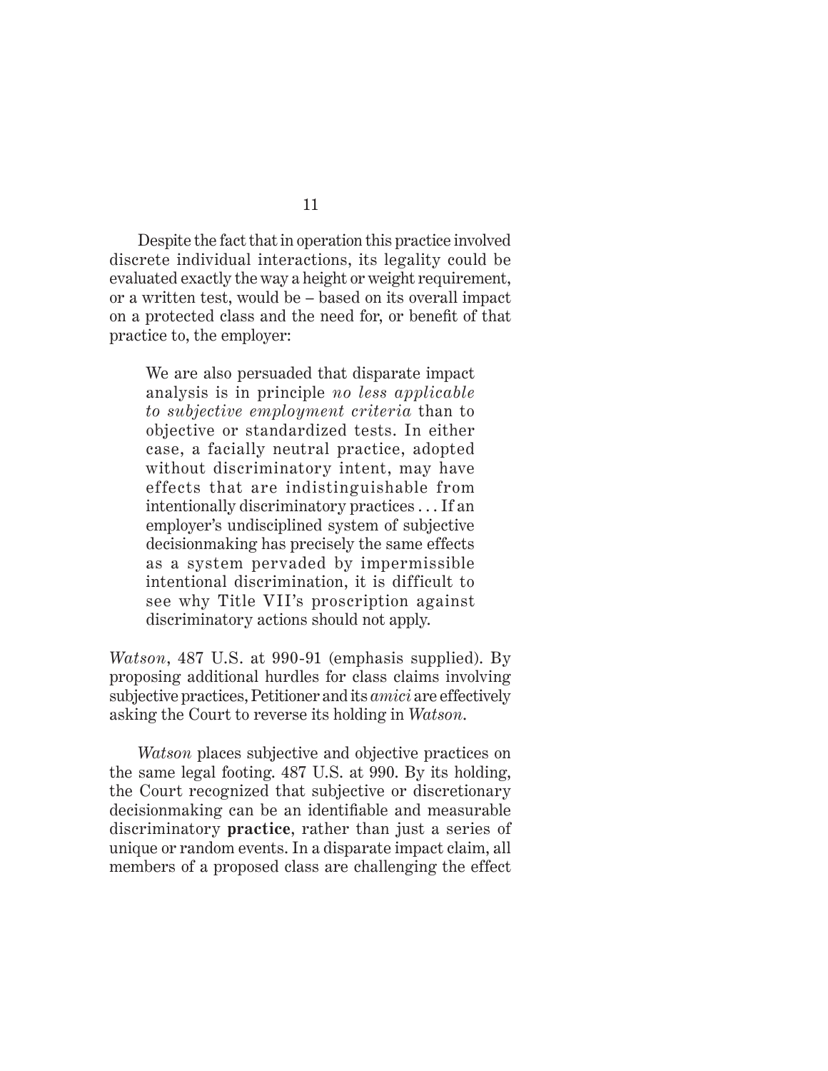Despite the fact that in operation this practice involved discrete individual interactions, its legality could be evaluated exactly the way a height or weight requirement, or a written test, would be – based on its overall impact on a protected class and the need for, or benefit of that practice to, the employer:

> We are also persuaded that disparate impact analysis is in principle *no less applicable to subjective employment criteria* than to objective or standardized tests. In either case, a facially neutral practice, adopted without discriminatory intent, may have effects that are indistinguishable from intentionally discriminatory practices . . . If an employer's undisciplined system of subjective decisionmaking has precisely the same effects as a system pervaded by impermissible intentional discrimination, it is difficult to see why Title VII's proscription against discriminatory actions should not apply.

*Watson*, 487 U.S. at 990-91 (emphasis supplied). By proposing additional hurdles for class claims involving subjective practices, Petitioner and its *amici* are effectively asking the Court to reverse its holding in *Watson*.

*Watson* places subjective and objective practices on the same legal footing. 487 U.S. at 990. By its holding, the Court recognized that subjective or discretionary decisionmaking can be an identifiable and measurable discriminatory **practice**, rather than just a series of unique or random events. In a disparate impact claim, all members of a proposed class are challenging the effect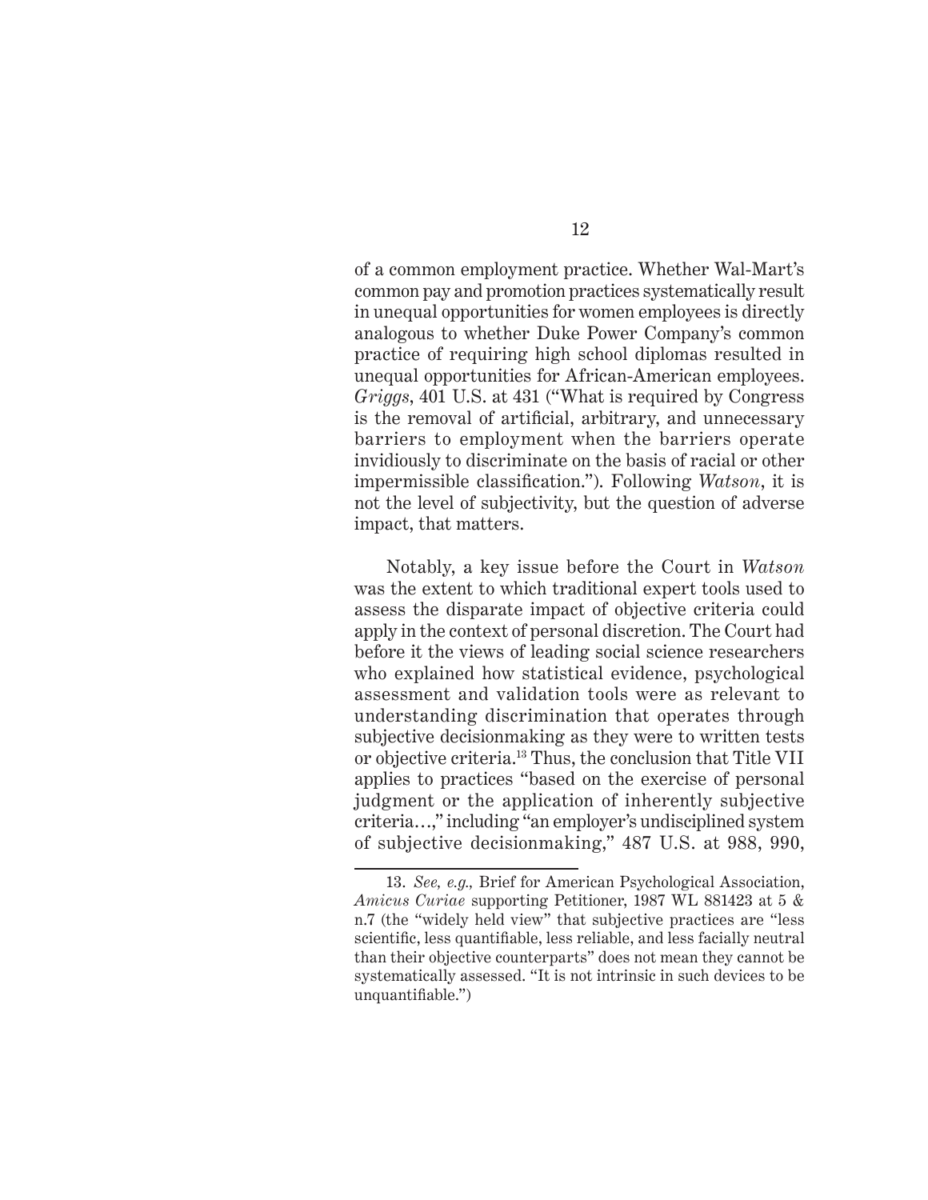of a common employment practice. Whether Wal-Mart's common pay and promotion practices systematically result in unequal opportunities for women employees is directly analogous to whether Duke Power Company's common practice of requiring high school diplomas resulted in unequal opportunities for African-American employees. *Griggs*, 401 U.S. at 431 ("What is required by Congress is the removal of artificial, arbitrary, and unnecessary barriers to employment when the barriers operate invidiously to discriminate on the basis of racial or other impermissible classification."). Following *Watson*, it is not the level of subjectivity, but the question of adverse impact, that matters.

Notably, a key issue before the Court in *Watson* was the extent to which traditional expert tools used to assess the disparate impact of objective criteria could apply in the context of personal discretion. The Court had before it the views of leading social science researchers who explained how statistical evidence, psychological assessment and validation tools were as relevant to understanding discrimination that operates through subjective decisionmaking as they were to written tests or objective criteria.[13] Thus, the conclusion that Title VII applies to practices "based on the exercise of personal judgment or the application of inherently subjective criteria…," including "an employer's undisciplined system of subjective decisionmaking," 487 U.S. at 988, 990,

---

13. *See, e.g.,* Brief for American Psychological Association, *Amicus Curiae* supporting Petitioner, 1987 WL 881423 at 5 & n.7 (the "widely held view" that subjective practices are "less scientific, less quantifiable, less reliable, and less facially neutral than their objective counterparts" does not mean they cannot be systematically assessed. "It is not intrinsic in such devices to be unquantifiable.")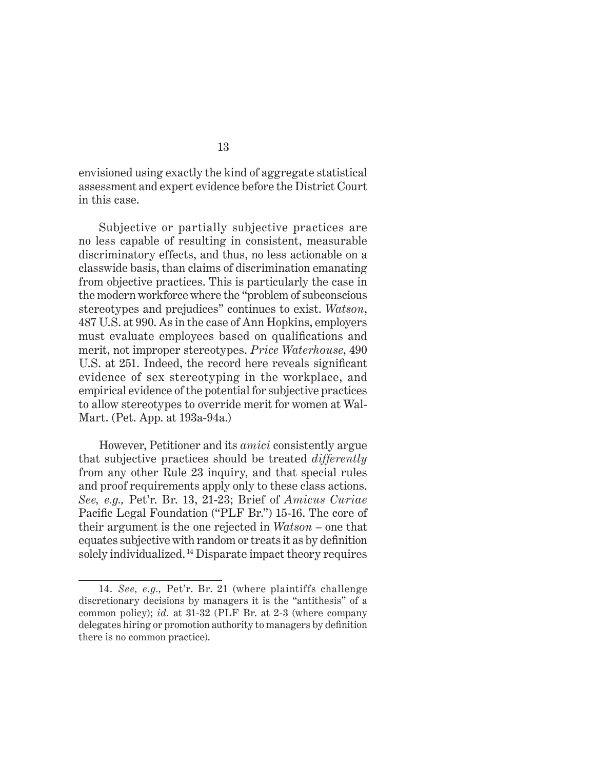envisioned using exactly the kind of aggregate statistical assessment and expert evidence before the District Court in this case.

Subjective or partially subjective practices are no less capable of resulting in consistent, measurable discriminatory effects, and thus, no less actionable on a classwide basis, than claims of discrimination emanating from objective practices. This is particularly the case in the modern workforce where the "problem of subconscious stereotypes and prejudices" continues to exist. *Watson*, 487 U.S. at 990. As in the case of Ann Hopkins, employers must evaluate employees based on qualifications and merit, not improper stereotypes. *Price Waterhouse*, 490 U.S. at 251. Indeed, the record here reveals significant evidence of sex stereotyping in the workplace, and empirical evidence of the potential for subjective practices to allow stereotypes to override merit for women at Wal-Mart. (Pet. App. at 193a-94a.)

However, Petitioner and its *amici* consistently argue that subjective practices should be treated *differently* from any other Rule 23 inquiry, and that special rules and proof requirements apply only to these class actions. *See, e.g.,* Pet'r. Br. 13, 21-23; Brief of *Amicus Curiae* Pacific Legal Foundation ("PLF Br.") 15-16. The core of their argument is the one rejected in *Watson* – one that equates subjective with random or treats it as by definition solely individualized.[14] Disparate impact theory requires

---

14. *See, e.g.,* Pet'r. Br. 21 (where plaintiffs challenge discretionary decisions by managers it is the "antithesis" of a common policy); *id.* at 31-32 (PLF Br. at 2-3 (where company delegates hiring or promotion authority to managers by definition there is no common practice).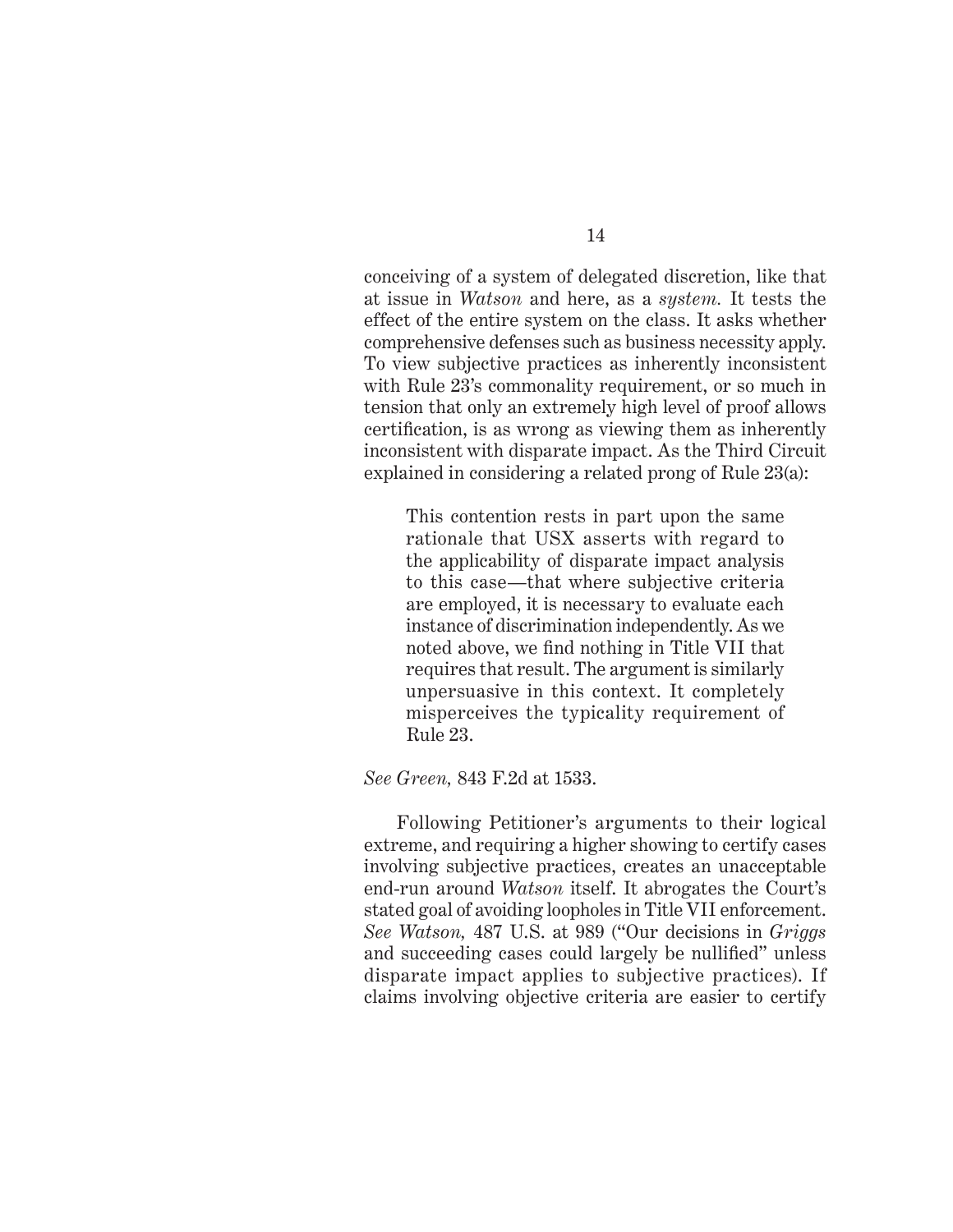conceiving of a system of delegated discretion, like that at issue in *Watson* and here, as a *system.* It tests the effect of the entire system on the class. It asks whether comprehensive defenses such as business necessity apply. To view subjective practices as inherently inconsistent with Rule 23's commonality requirement, or so much in tension that only an extremely high level of proof allows certification, is as wrong as viewing them as inherently inconsistent with disparate impact. As the Third Circuit explained in considering a related prong of Rule 23(a):

> This contention rests in part upon the same rationale that USX asserts with regard to the applicability of disparate impact analysis to this case—that where subjective criteria are employed, it is necessary to evaluate each instance of discrimination independently. As we noted above, we find nothing in Title VII that requires that result. The argument is similarly unpersuasive in this context. It completely misperceives the typicality requirement of Rule 23.

*See Green,* 843 F.2d at 1533.

Following Petitioner's arguments to their logical extreme, and requiring a higher showing to certify cases involving subjective practices, creates an unacceptable end-run around *Watson* itself. It abrogates the Court's stated goal of avoiding loopholes in Title VII enforcement. *See Watson,* 487 U.S. at 989 ("Our decisions in *Griggs* and succeeding cases could largely be nullified" unless disparate impact applies to subjective practices). If claims involving objective criteria are easier to certify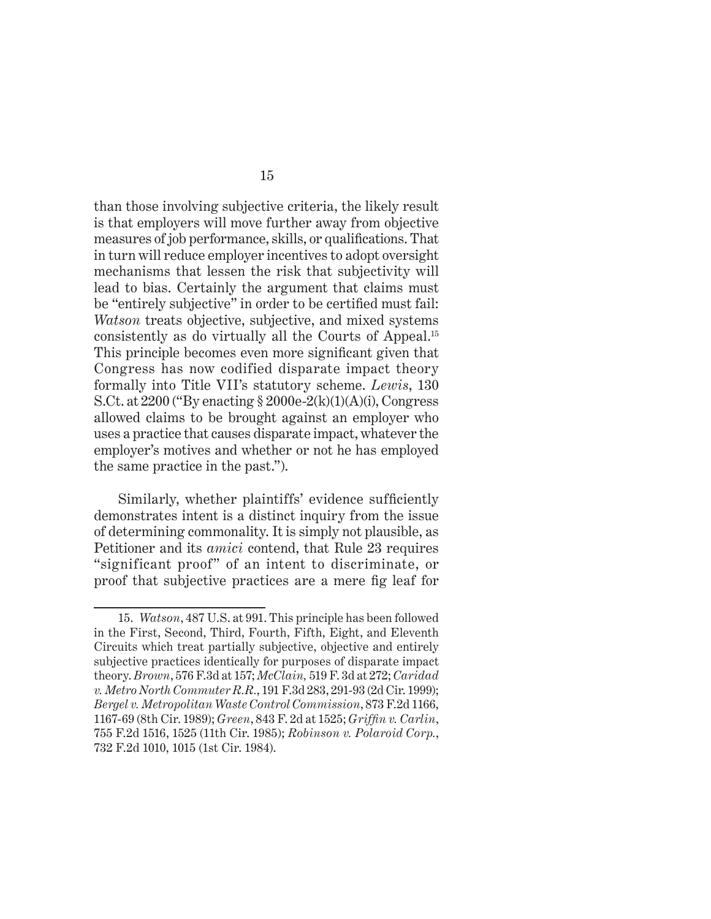than those involving subjective criteria, the likely result is that employers will move further away from objective measures of job performance, skills, or qualifications. That in turn will reduce employer incentives to adopt oversight mechanisms that lessen the risk that subjectivity will lead to bias. Certainly the argument that claims must be "entirely subjective" in order to be certified must fail: *Watson* treats objective, subjective, and mixed systems consistently as do virtually all the Courts of Appeal.[15] This principle becomes even more significant given that Congress has now codified disparate impact theory formally into Title VII's statutory scheme. *Lewis*, 130 S.Ct. at 2200 ("By enacting § 2000e-2(k)(1)(A)(i), Congress allowed claims to be brought against an employer who uses a practice that causes disparate impact, whatever the employer's motives and whether or not he has employed the same practice in the past.").

Similarly, whether plaintiffs' evidence sufficiently demonstrates intent is a distinct inquiry from the issue of determining commonality. It is simply not plausible, as Petitioner and its *amici* contend, that Rule 23 requires "significant proof" of an intent to discriminate, or proof that subjective practices are a mere fig leaf for

---

15. *Watson*, 487 U.S. at 991. This principle has been followed in the First, Second, Third, Fourth, Fifth, Eight, and Eleventh Circuits which treat partially subjective, objective and entirely subjective practices identically for purposes of disparate impact theory. *Brown*, 576 F.3d at 157; *McClain,* 519 F. 3d at 272; *Caridad v. Metro North Commuter R.R.*, 191 F.3d 283, 291-93 (2d Cir. 1999); *Bergel v. Metropolitan Waste Control Commission*, 873 F.2d 1166, 1167-69 (8th Cir. 1989); *Green*, 843 F. 2d at 1525; *Griffin v. Carlin*, 755 F.2d 1516, 1525 (11th Cir. 1985); *Robinson v. Polaroid Corp.*, 732 F.2d 1010, 1015 (1st Cir. 1984).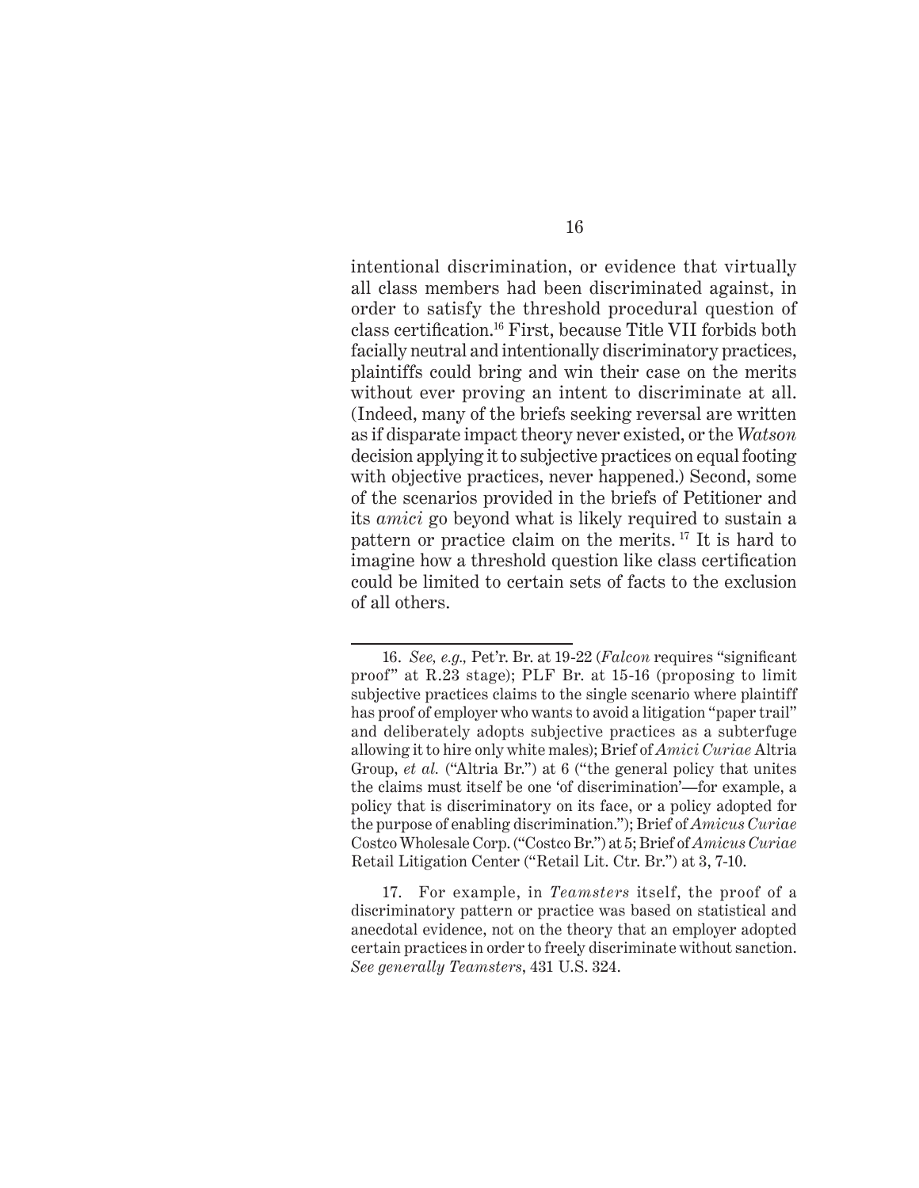intentional discrimination, or evidence that virtually all class members had been discriminated against, in order to satisfy the threshold procedural question of class certification.[16] First, because Title VII forbids both facially neutral and intentionally discriminatory practices, plaintiffs could bring and win their case on the merits without ever proving an intent to discriminate at all. (Indeed, many of the briefs seeking reversal are written as if disparate impact theory never existed, or the *Watson* decision applying it to subjective practices on equal footing with objective practices, never happened.) Second, some of the scenarios provided in the briefs of Petitioner and its *amici* go beyond what is likely required to sustain a pattern or practice claim on the merits.[17] It is hard to imagine how a threshold question like class certification could be limited to certain sets of facts to the exclusion of all others.

---

16. *See, e.g.,* Pet'r. Br. at 19-22 (*Falcon* requires "significant proof" at R.23 stage); PLF Br. at 15-16 (proposing to limit subjective practices claims to the single scenario where plaintiff has proof of employer who wants to avoid a litigation "paper trail" and deliberately adopts subjective practices as a subterfuge allowing it to hire only white males); Brief of *Amici Curiae* Altria Group, *et al.* ("Altria Br.") at 6 ("the general policy that unites the claims must itself be one 'of discrimination'—for example, a policy that is discriminatory on its face, or a policy adopted for the purpose of enabling discrimination."); Brief of *Amicus Curiae* Costco Wholesale Corp. ("Costco Br.") at 5; Brief of *Amicus Curiae* Retail Litigation Center ("Retail Lit. Ctr. Br.") at 3, 7-10.

17. For example, in *Teamsters* itself, the proof of a discriminatory pattern or practice was based on statistical and anecdotal evidence, not on the theory that an employer adopted certain practices in order to freely discriminate without sanction. *See generally Teamsters*, 431 U.S. 324.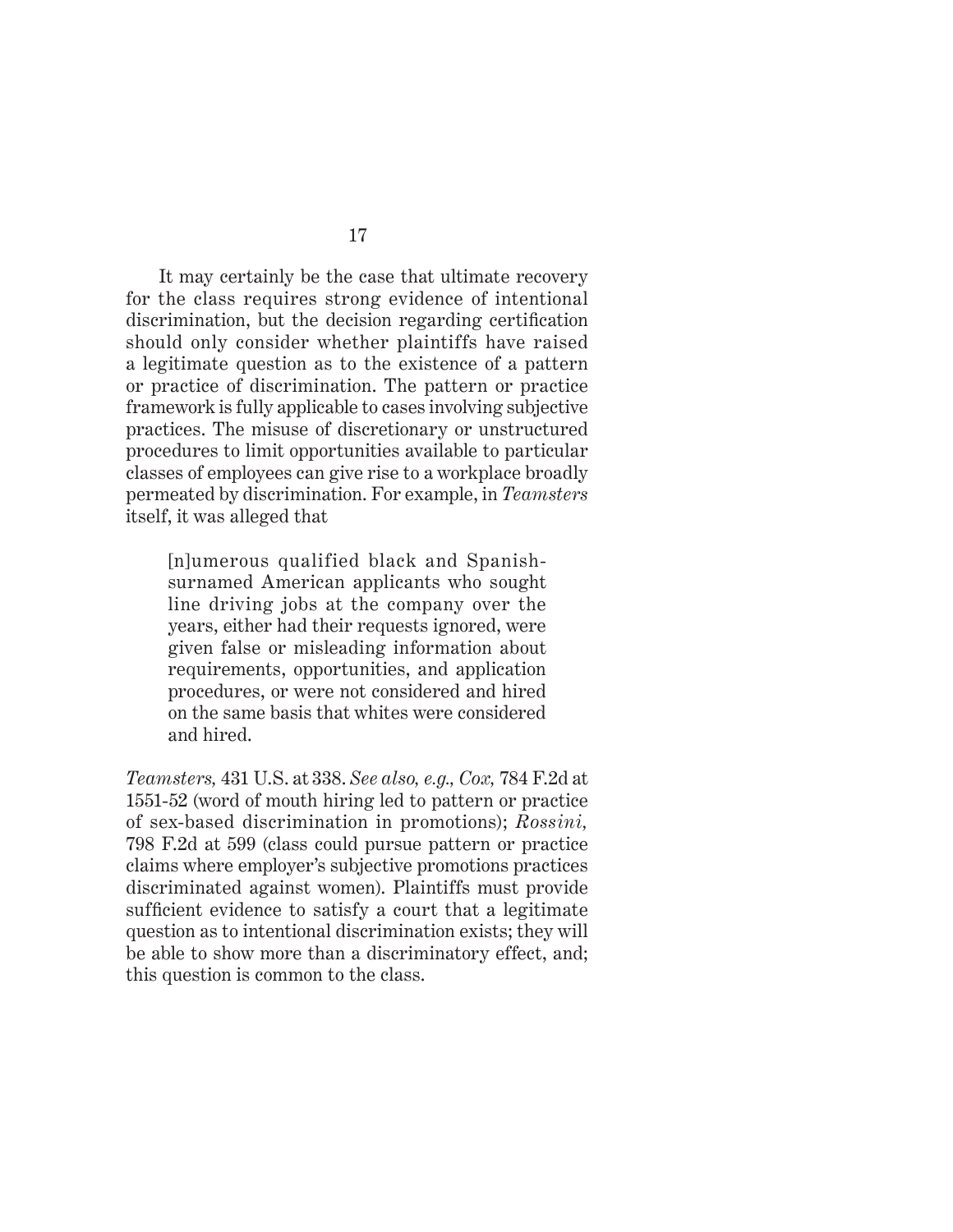It may certainly be the case that ultimate recovery for the class requires strong evidence of intentional discrimination, but the decision regarding certification should only consider whether plaintiffs have raised a legitimate question as to the existence of a pattern or practice of discrimination. The pattern or practice framework is fully applicable to cases involving subjective practices. The misuse of discretionary or unstructured procedures to limit opportunities available to particular classes of employees can give rise to a workplace broadly permeated by discrimination. For example, in *Teamsters* itself, it was alleged that

> [n]umerous qualified black and Spanish-surnamed American applicants who sought line driving jobs at the company over the years, either had their requests ignored, were given false or misleading information about requirements, opportunities, and application procedures, or were not considered and hired on the same basis that whites were considered and hired.

*Teamsters,* 431 U.S. at 338. *See also, e.g., Cox,* 784 F.2d at 1551-52 (word of mouth hiring led to pattern or practice of sex-based discrimination in promotions); *Rossini,* 798 F.2d at 599 (class could pursue pattern or practice claims where employer's subjective promotions practices discriminated against women). Plaintiffs must provide sufficient evidence to satisfy a court that a legitimate question as to intentional discrimination exists; they will be able to show more than a discriminatory effect, and; this question is common to the class.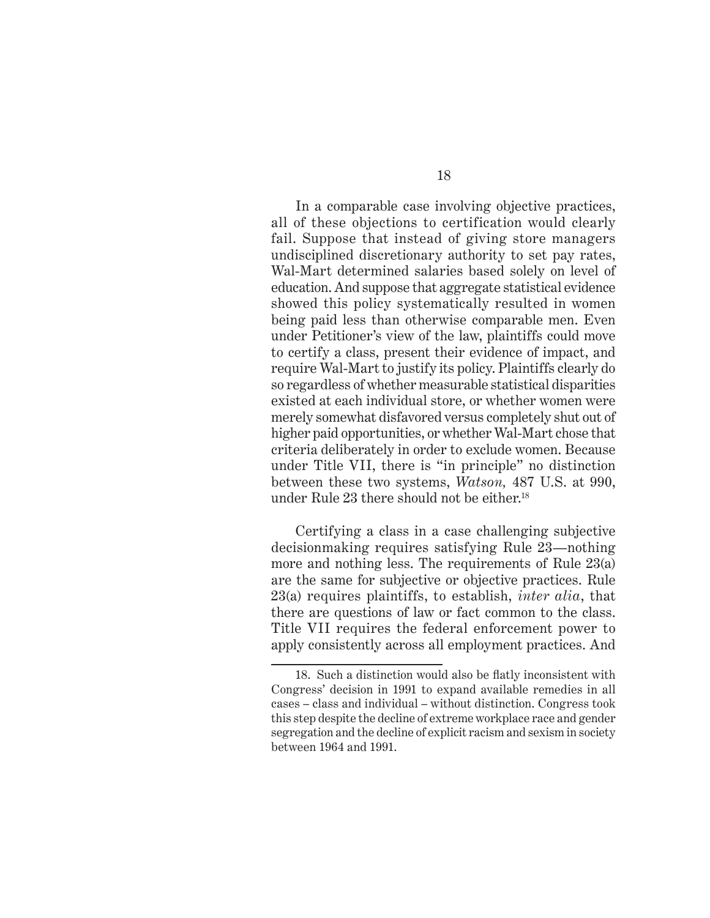In a comparable case involving objective practices, all of these objections to certification would clearly fail. Suppose that instead of giving store managers undisciplined discretionary authority to set pay rates, Wal-Mart determined salaries based solely on level of education. And suppose that aggregate statistical evidence showed this policy systematically resulted in women being paid less than otherwise comparable men. Even under Petitioner's view of the law, plaintiffs could move to certify a class, present their evidence of impact, and require Wal-Mart to justify its policy. Plaintiffs clearly do so regardless of whether measurable statistical disparities existed at each individual store, or whether women were merely somewhat disfavored versus completely shut out of higher paid opportunities, or whether Wal-Mart chose that criteria deliberately in order to exclude women. Because under Title VII, there is "in principle" no distinction between these two systems, *Watson,* 487 U.S. at 990, under Rule 23 there should not be either.[18]

Certifying a class in a case challenging subjective decisionmaking requires satisfying Rule 23—nothing more and nothing less. The requirements of Rule 23(a) are the same for subjective or objective practices. Rule 23(a) requires plaintiffs, to establish, *inter alia*, that there are questions of law or fact common to the class. Title VII requires the federal enforcement power to apply consistently across all employment practices. And

---

18. Such a distinction would also be flatly inconsistent with Congress' decision in 1991 to expand available remedies in all cases – class and individual – without distinction. Congress took this step despite the decline of extreme workplace race and gender segregation and the decline of explicit racism and sexism in society between 1964 and 1991.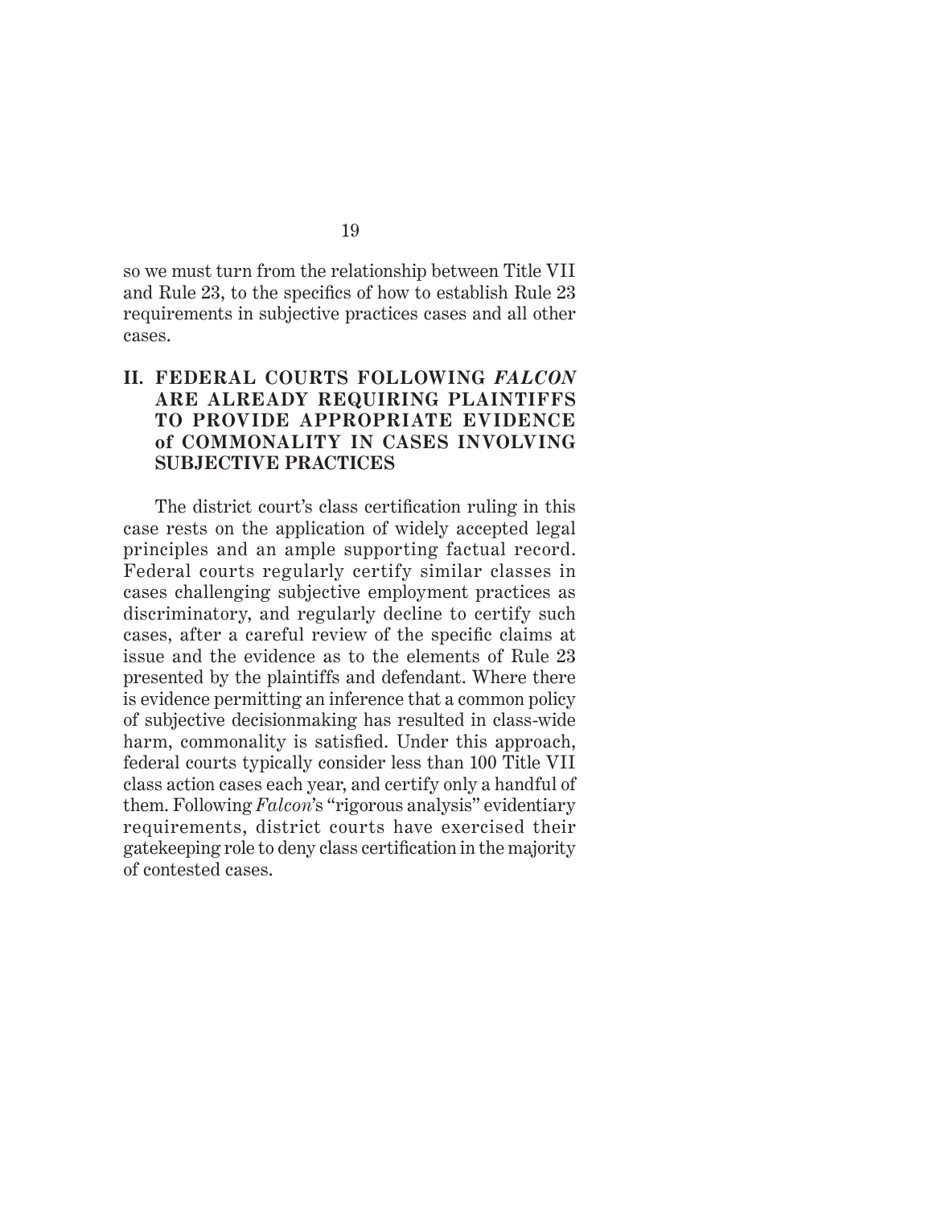so we must turn from the relationship between Title VII and Rule 23, to the specifics of how to establish Rule 23 requirements in subjective practices cases and all other cases.

## II. FEDERAL COURTS FOLLOWING *FALCON* ARE ALREADY REQUIRING PLAINTIFFS TO PROVIDE APPROPRIATE EVIDENCE of COMMONALITY IN CASES INVOLVING SUBJECTIVE PRACTICES

The district court's class certification ruling in this case rests on the application of widely accepted legal principles and an ample supporting factual record. Federal courts regularly certify similar classes in cases challenging subjective employment practices as discriminatory, and regularly decline to certify such cases, after a careful review of the specific claims at issue and the evidence as to the elements of Rule 23 presented by the plaintiffs and defendant. Where there is evidence permitting an inference that a common policy of subjective decisionmaking has resulted in class-wide harm, commonality is satisfied. Under this approach, federal courts typically consider less than 100 Title VII class action cases each year, and certify only a handful of them. Following *Falcon*'s "rigorous analysis" evidentiary requirements, district courts have exercised their gatekeeping role to deny class certification in the majority of contested cases.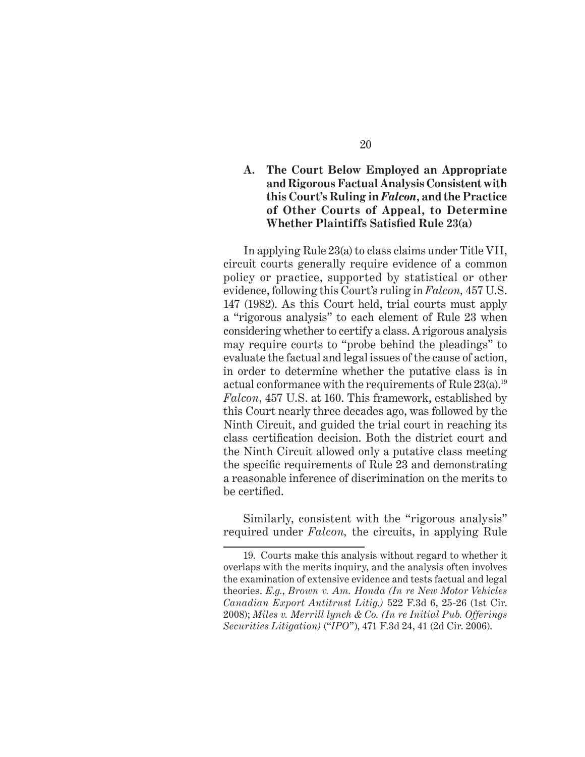### A. The Court Below Employed an Appropriate and Rigorous Factual Analysis Consistent with this Court's Ruling in *Falcon*, and the Practice of Other Courts of Appeal, to Determine Whether Plaintiffs Satisfied Rule 23(a)

In applying Rule 23(a) to class claims under Title VII, circuit courts generally require evidence of a common policy or practice, supported by statistical or other evidence, following this Court's ruling in *Falcon,* 457 U.S. 147 (1982). As this Court held, trial courts must apply a "rigorous analysis" to each element of Rule 23 when considering whether to certify a class. A rigorous analysis may require courts to "probe behind the pleadings" to evaluate the factual and legal issues of the cause of action, in order to determine whether the putative class is in actual conformance with the requirements of Rule 23(a).[19] *Falcon*, 457 U.S. at 160. This framework, established by this Court nearly three decades ago, was followed by the Ninth Circuit, and guided the trial court in reaching its class certification decision. Both the district court and the Ninth Circuit allowed only a putative class meeting the specific requirements of Rule 23 and demonstrating a reasonable inference of discrimination on the merits to be certified.

Similarly, consistent with the "rigorous analysis" required under *Falcon,* the circuits, in applying Rule

---

19. Courts make this analysis without regard to whether it overlaps with the merits inquiry, and the analysis often involves the examination of extensive evidence and tests factual and legal theories. *E.g.*, *Brown v. Am. Honda (In re New Motor Vehicles Canadian Export Antitrust Litig.)* 522 F.3d 6, 25-26 (1st Cir. 2008); *Miles v. Merrill lynch & Co. (In re Initial Pub. Offerings Securities Litigation)* ("*IPO*"), 471 F.3d 24, 41 (2d Cir. 2006).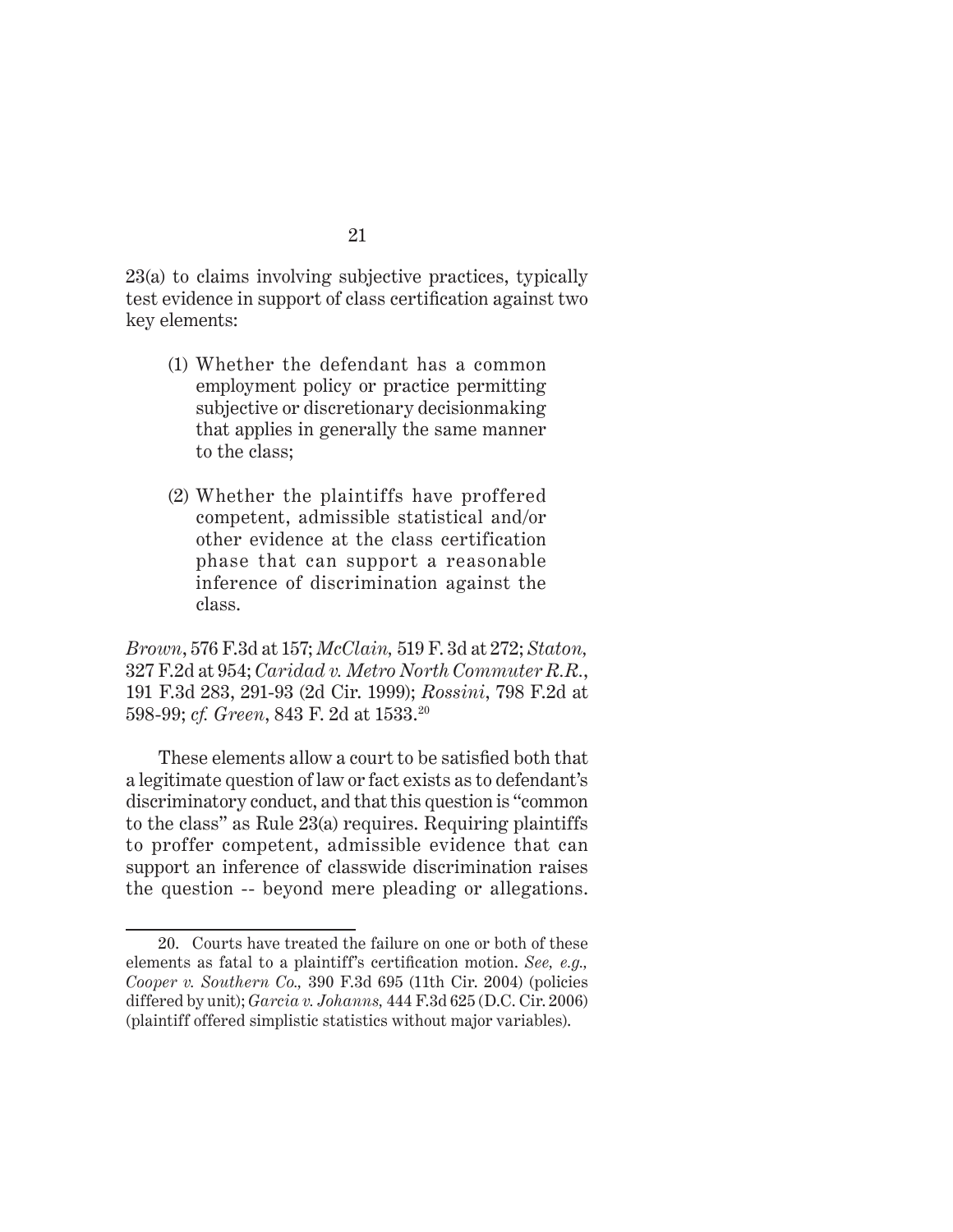23(a) to claims involving subjective practices, typically test evidence in support of class certification against two key elements:

> (1) Whether the defendant has a common employment policy or practice permitting subjective or discretionary decisionmaking that applies in generally the same manner to the class;
>
> (2) Whether the plaintiffs have proffered competent, admissible statistical and/or other evidence at the class certification phase that can support a reasonable inference of discrimination against the class.

*Brown*, 576 F.3d at 157; *McClain,* 519 F. 3d at 272; *Staton,* 327 F.2d at 954; *Caridad v. Metro North Commuter R.R.*, 191 F.3d 283, 291-93 (2d Cir. 1999); *Rossini*, 798 F.2d at 598-99; *cf. Green*, 843 F. 2d at 1533.[20]

These elements allow a court to be satisfied both that a legitimate question of law or fact exists as to defendant's discriminatory conduct, and that this question is "common to the class" as Rule 23(a) requires. Requiring plaintiffs to proffer competent, admissible evidence that can support an inference of classwide discrimination raises the question -- beyond mere pleading or allegations.

---

20. Courts have treated the failure on one or both of these elements as fatal to a plaintiff's certification motion. *See, e.g., Cooper v. Southern Co.,* 390 F.3d 695 (11th Cir. 2004) (policies differed by unit); *Garcia v. Johanns,* 444 F.3d 625 (D.C. Cir. 2006) (plaintiff offered simplistic statistics without major variables).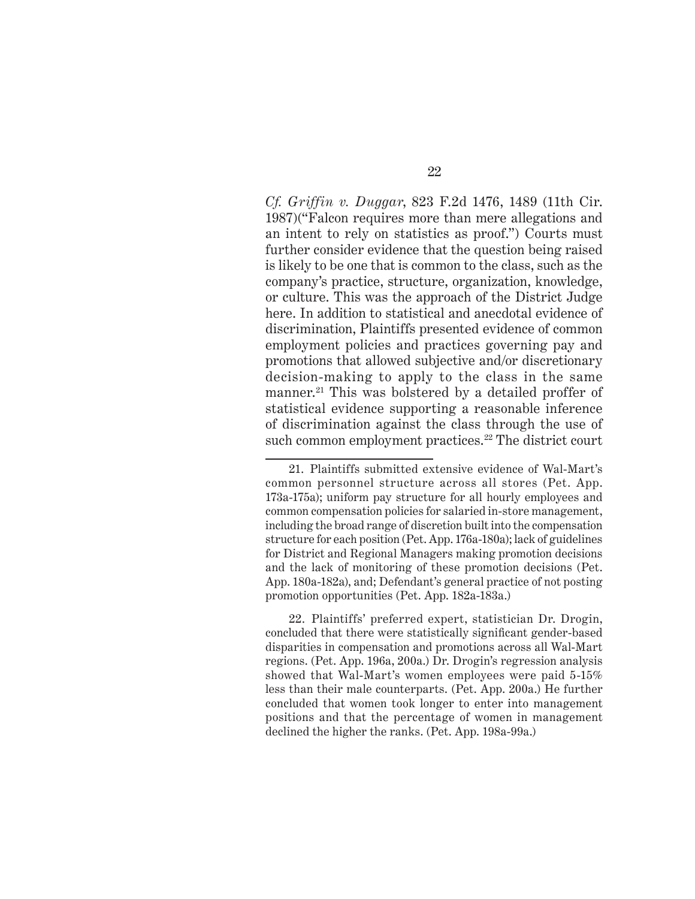*Cf. Griffin v. Duggar*, 823 F.2d 1476, 1489 (11th Cir. 1987)("Falcon requires more than mere allegations and an intent to rely on statistics as proof.") Courts must further consider evidence that the question being raised is likely to be one that is common to the class, such as the company's practice, structure, organization, knowledge, or culture. This was the approach of the District Judge here. In addition to statistical and anecdotal evidence of discrimination, Plaintiffs presented evidence of common employment policies and practices governing pay and promotions that allowed subjective and/or discretionary decision-making to apply to the class in the same manner.[21] This was bolstered by a detailed proffer of statistical evidence supporting a reasonable inference of discrimination against the class through the use of such common employment practices.[22] The district court

---

21. Plaintiffs submitted extensive evidence of Wal-Mart's common personnel structure across all stores (Pet. App. 173a-175a); uniform pay structure for all hourly employees and common compensation policies for salaried in-store management, including the broad range of discretion built into the compensation structure for each position (Pet. App. 176a-180a); lack of guidelines for District and Regional Managers making promotion decisions and the lack of monitoring of these promotion decisions (Pet. App. 180a-182a), and; Defendant's general practice of not posting promotion opportunities (Pet. App. 182a-183a.)

22. Plaintiffs' preferred expert, statistician Dr. Drogin, concluded that there were statistically significant gender-based disparities in compensation and promotions across all Wal-Mart regions. (Pet. App. 196a, 200a.) Dr. Drogin's regression analysis showed that Wal-Mart's women employees were paid 5-15% less than their male counterparts. (Pet. App. 200a.) He further concluded that women took longer to enter into management positions and that the percentage of women in management declined the higher the ranks. (Pet. App. 198a-99a.)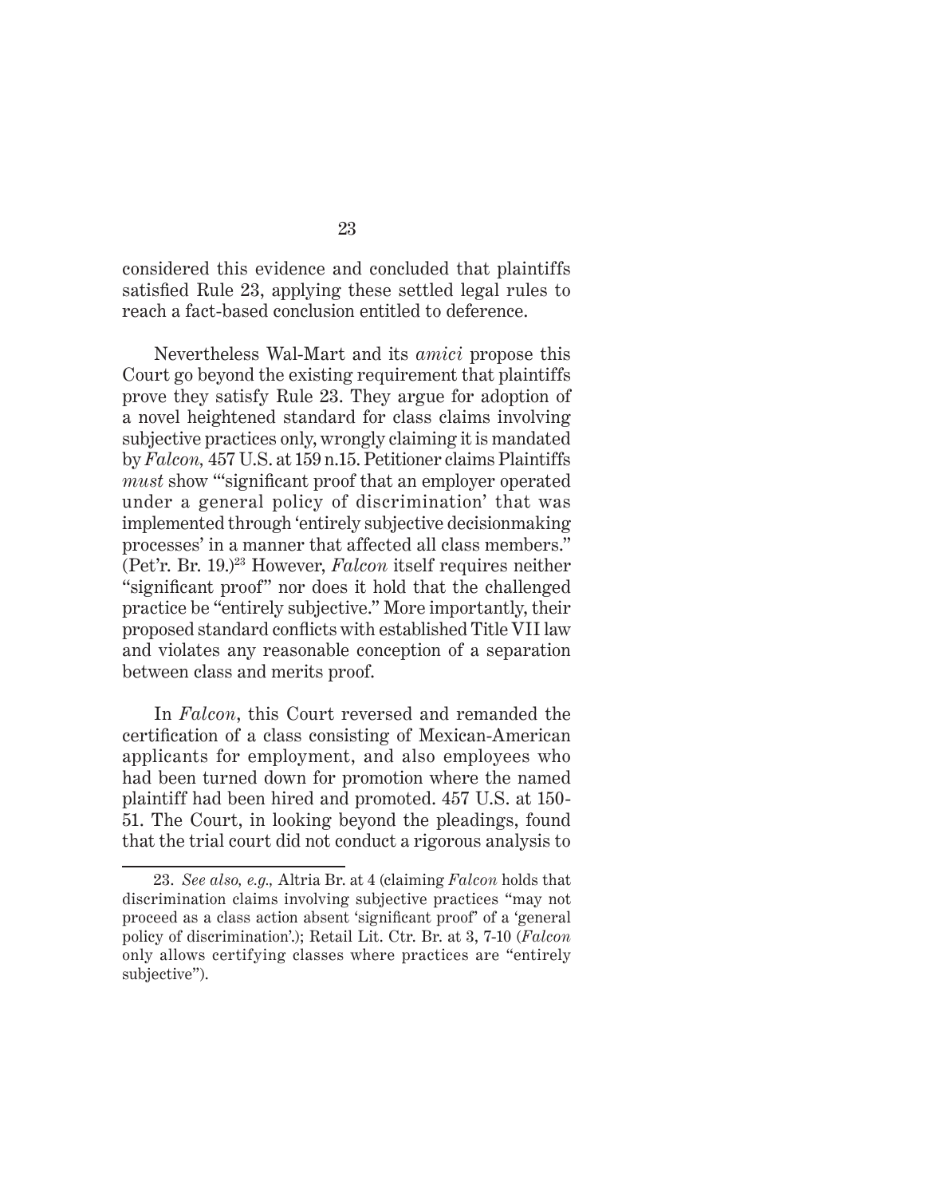considered this evidence and concluded that plaintiffs satisfied Rule 23, applying these settled legal rules to reach a fact-based conclusion entitled to deference.

Nevertheless Wal-Mart and its *amici* propose this Court go beyond the existing requirement that plaintiffs prove they satisfy Rule 23. They argue for adoption of a novel heightened standard for class claims involving subjective practices only, wrongly claiming it is mandated by *Falcon,* 457 U.S. at 159 n.15. Petitioner claims Plaintiffs *must* show "'significant proof that an employer operated under a general policy of discrimination' that was implemented through 'entirely subjective decisionmaking processes' in a manner that affected all class members." (Pet'r. Br. 19.)[23] However, *Falcon* itself requires neither "significant proof" nor does it hold that the challenged practice be "entirely subjective." More importantly, their proposed standard conflicts with established Title VII law and violates any reasonable conception of a separation between class and merits proof.

In *Falcon*, this Court reversed and remanded the certification of a class consisting of Mexican-American applicants for employment, and also employees who had been turned down for promotion where the named plaintiff had been hired and promoted. 457 U.S. at 150-51. The Court, in looking beyond the pleadings, found that the trial court did not conduct a rigorous analysis to

---

23. *See also, e.g.,* Altria Br. at 4 (claiming *Falcon* holds that discrimination claims involving subjective practices "may not proceed as a class action absent 'significant proof' of a 'general policy of discrimination'.); Retail Lit. Ctr. Br. at 3, 7-10 (*Falcon* only allows certifying classes where practices are "entirely subjective").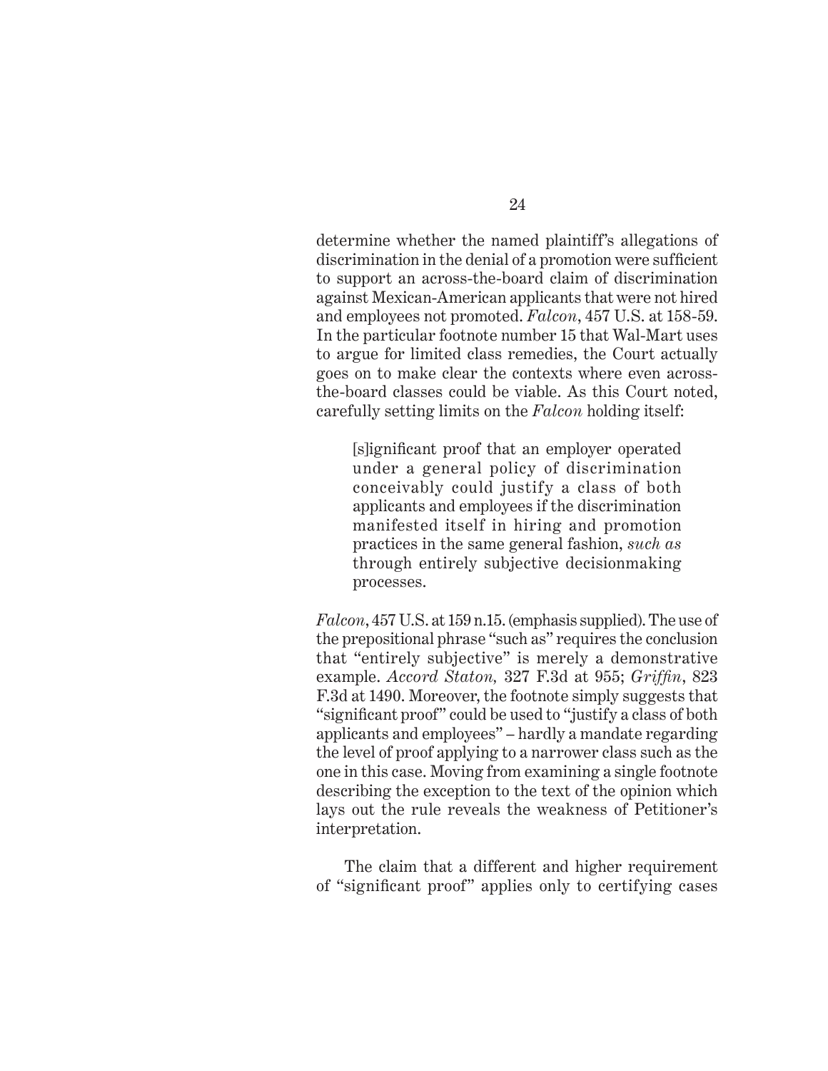determine whether the named plaintiff's allegations of discrimination in the denial of a promotion were sufficient to support an across-the-board claim of discrimination against Mexican-American applicants that were not hired and employees not promoted. *Falcon*, 457 U.S. at 158-59. In the particular footnote number 15 that Wal-Mart uses to argue for limited class remedies, the Court actually goes on to make clear the contexts where even across-the-board classes could be viable. As this Court noted, carefully setting limits on the *Falcon* holding itself:

> [s]ignificant proof that an employer operated under a general policy of discrimination conceivably could justify a class of both applicants and employees if the discrimination manifested itself in hiring and promotion practices in the same general fashion, *such as* through entirely subjective decisionmaking processes.

*Falcon*, 457 U.S. at 159 n.15. (emphasis supplied). The use of the prepositional phrase "such as" requires the conclusion that "entirely subjective" is merely a demonstrative example. *Accord Staton,* 327 F.3d at 955; *Griffin*, 823 F.3d at 1490. Moreover, the footnote simply suggests that "significant proof" could be used to "justify a class of both applicants and employees" – hardly a mandate regarding the level of proof applying to a narrower class such as the one in this case. Moving from examining a single footnote describing the exception to the text of the opinion which lays out the rule reveals the weakness of Petitioner's interpretation.

The claim that a different and higher requirement of "significant proof" applies only to certifying cases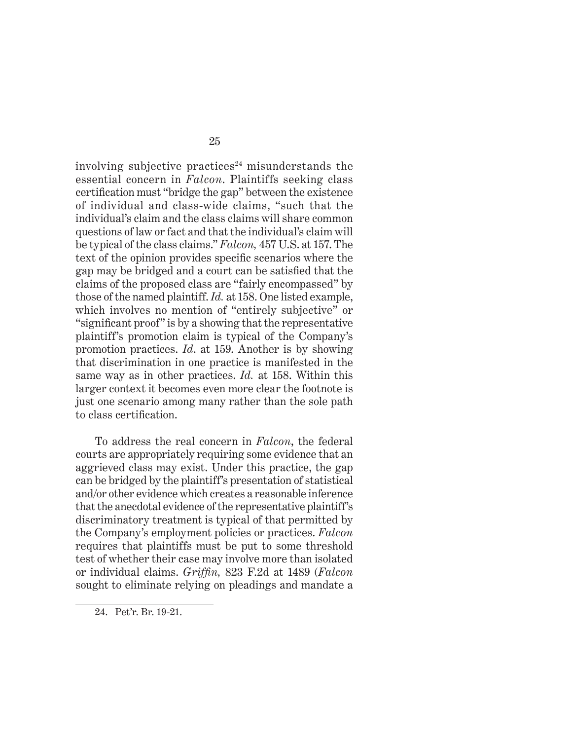involving subjective practices[24] misunderstands the essential concern in *Falcon*. Plaintiffs seeking class certification must "bridge the gap" between the existence of individual and class-wide claims, "such that the individual's claim and the class claims will share common questions of law or fact and that the individual's claim will be typical of the class claims." *Falcon,* 457 U.S. at 157. The text of the opinion provides specific scenarios where the gap may be bridged and a court can be satisfied that the claims of the proposed class are "fairly encompassed" by those of the named plaintiff. *Id.* at 158. One listed example, which involves no mention of "entirely subjective" or "significant proof" is by a showing that the representative plaintiff's promotion claim is typical of the Company's promotion practices. *Id*. at 159. Another is by showing that discrimination in one practice is manifested in the same way as in other practices. *Id.* at 158. Within this larger context it becomes even more clear the footnote is just one scenario among many rather than the sole path to class certification.

To address the real concern in *Falcon*, the federal courts are appropriately requiring some evidence that an aggrieved class may exist. Under this practice, the gap can be bridged by the plaintiff's presentation of statistical and/or other evidence which creates a reasonable inference that the anecdotal evidence of the representative plaintiff's discriminatory treatment is typical of that permitted by the Company's employment policies or practices. *Falcon* requires that plaintiffs must be put to some threshold test of whether their case may involve more than isolated or individual claims. *Griffin,* 823 F.2d at 1489 (*Falcon* sought to eliminate relying on pleadings and mandate a

24. Pet'r. Br. 19-21.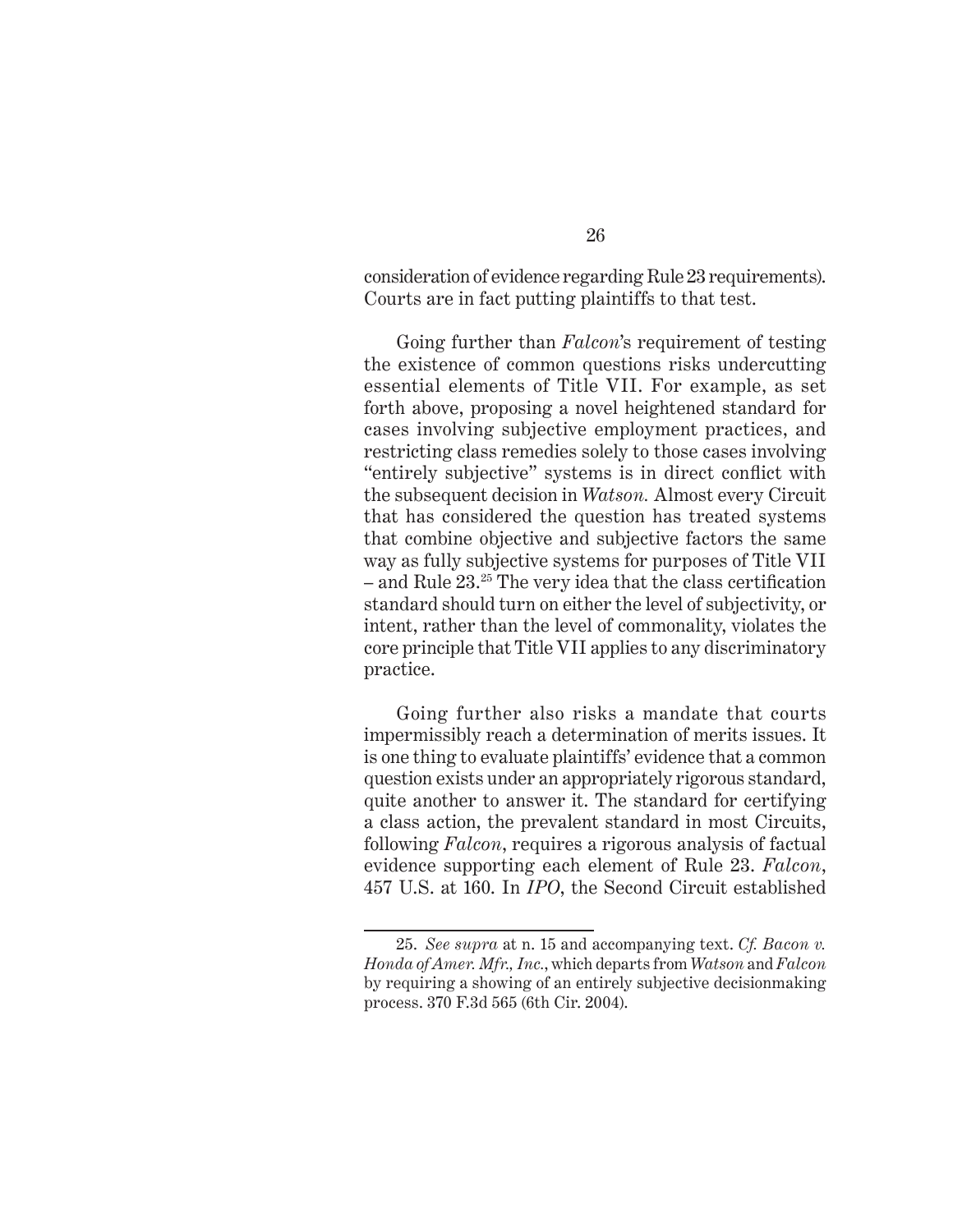consideration of evidence regarding Rule 23 requirements). Courts are in fact putting plaintiffs to that test.

Going further than *Falcon*'s requirement of testing the existence of common questions risks undercutting essential elements of Title VII. For example, as set forth above, proposing a novel heightened standard for cases involving subjective employment practices, and restricting class remedies solely to those cases involving "entirely subjective" systems is in direct conflict with the subsequent decision in *Watson.* Almost every Circuit that has considered the question has treated systems that combine objective and subjective factors the same way as fully subjective systems for purposes of Title VII – and Rule 23.[25] The very idea that the class certification standard should turn on either the level of subjectivity, or intent, rather than the level of commonality, violates the core principle that Title VII applies to any discriminatory practice.

Going further also risks a mandate that courts impermissibly reach a determination of merits issues. It is one thing to evaluate plaintiffs' evidence that a common question exists under an appropriately rigorous standard, quite another to answer it. The standard for certifying a class action, the prevalent standard in most Circuits, following *Falcon*, requires a rigorous analysis of factual evidence supporting each element of Rule 23. *Falcon*, 457 U.S. at 160. In *IPO*, the Second Circuit established

---

25. *See supra* at n. 15 and accompanying text. *Cf. Bacon v. Honda of Amer. Mfr., Inc.*, which departs from *Watson* and *Falcon* by requiring a showing of an entirely subjective decisionmaking process. 370 F.3d 565 (6th Cir. 2004).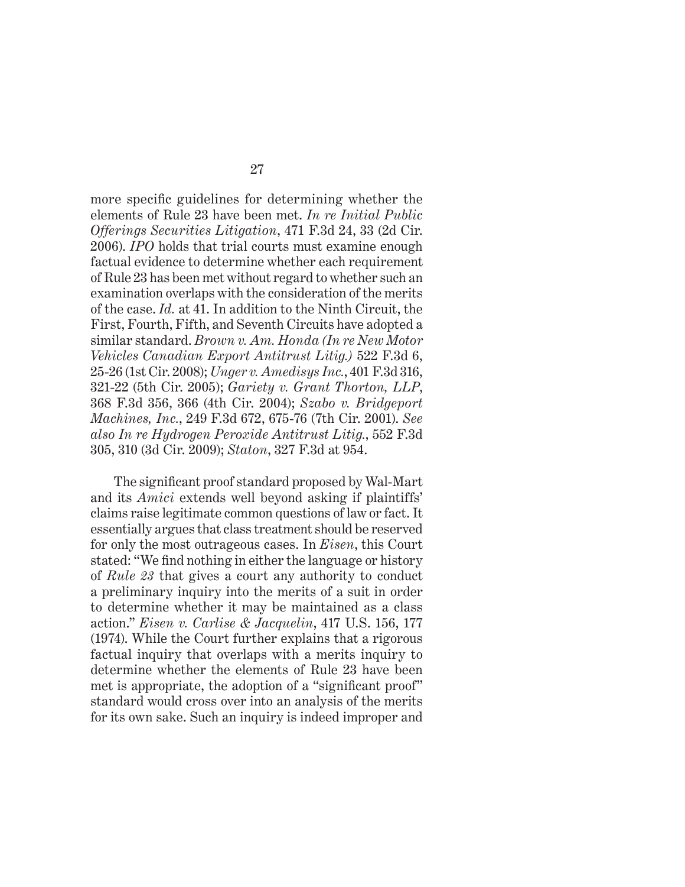more specific guidelines for determining whether the elements of Rule 23 have been met. *In re Initial Public Offerings Securities Litigation*, 471 F.3d 24, 33 (2d Cir. 2006). *IPO* holds that trial courts must examine enough factual evidence to determine whether each requirement of Rule 23 has been met without regard to whether such an examination overlaps with the consideration of the merits of the case. *Id.* at 41. In addition to the Ninth Circuit, the First, Fourth, Fifth, and Seventh Circuits have adopted a similar standard. *Brown v. Am. Honda (In re New Motor Vehicles Canadian Export Antitrust Litig.)* 522 F.3d 6, 25-26 (1st Cir. 2008); *Unger v. Amedisys Inc.*, 401 F.3d 316, 321-22 (5th Cir. 2005); *Gariety v. Grant Thorton, LLP*, 368 F.3d 356, 366 (4th Cir. 2004); *Szabo v. Bridgeport Machines, Inc.*, 249 F.3d 672, 675-76 (7th Cir. 2001). *See also In re Hydrogen Peroxide Antitrust Litig.*, 552 F.3d 305, 310 (3d Cir. 2009); *Staton*, 327 F.3d at 954.

The significant proof standard proposed by Wal-Mart and its *Amici* extends well beyond asking if plaintiffs' claims raise legitimate common questions of law or fact. It essentially argues that class treatment should be reserved for only the most outrageous cases. In *Eisen*, this Court stated: "We find nothing in either the language or history of *Rule 23* that gives a court any authority to conduct a preliminary inquiry into the merits of a suit in order to determine whether it may be maintained as a class action." *Eisen v. Carlise & Jacquelin*, 417 U.S. 156, 177 (1974). While the Court further explains that a rigorous factual inquiry that overlaps with a merits inquiry to determine whether the elements of Rule 23 have been met is appropriate, the adoption of a "significant proof" standard would cross over into an analysis of the merits for its own sake. Such an inquiry is indeed improper and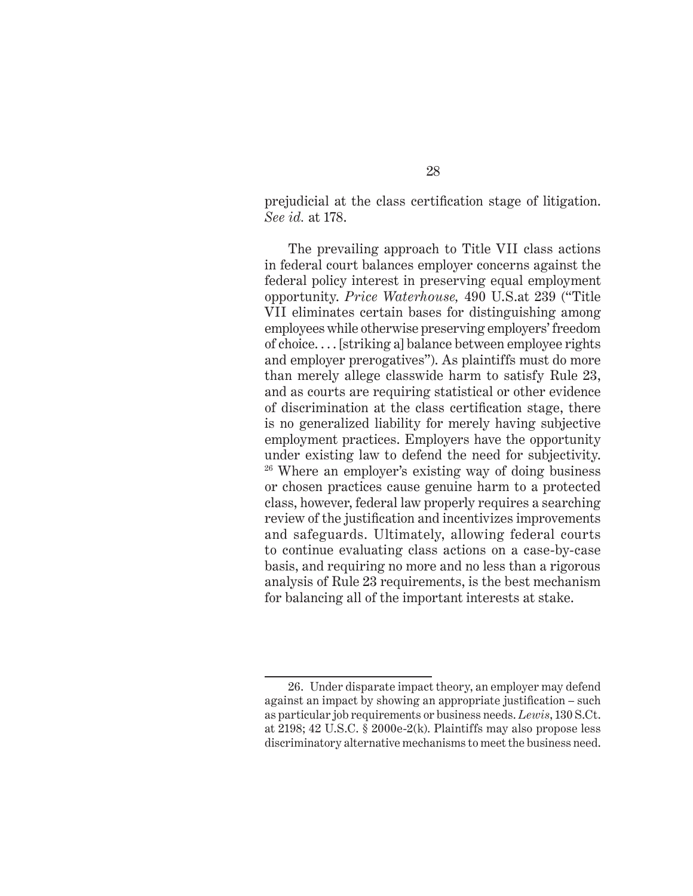prejudicial at the class certification stage of litigation. *See id.* at 178.

The prevailing approach to Title VII class actions in federal court balances employer concerns against the federal policy interest in preserving equal employment opportunity. *Price Waterhouse,* 490 U.S.at 239 ("Title VII eliminates certain bases for distinguishing among employees while otherwise preserving employers' freedom of choice. . . . [striking a] balance between employee rights and employer prerogatives"). As plaintiffs must do more than merely allege classwide harm to satisfy Rule 23, and as courts are requiring statistical or other evidence of discrimination at the class certification stage, there is no generalized liability for merely having subjective employment practices. Employers have the opportunity under existing law to defend the need for subjectivity. [26] Where an employer's existing way of doing business or chosen practices cause genuine harm to a protected class, however, federal law properly requires a searching review of the justification and incentivizes improvements and safeguards. Ultimately, allowing federal courts to continue evaluating class actions on a case-by-case basis, and requiring no more and no less than a rigorous analysis of Rule 23 requirements, is the best mechanism for balancing all of the important interests at stake.

---

26. Under disparate impact theory, an employer may defend against an impact by showing an appropriate justification – such as particular job requirements or business needs. *Lewis*, 130 S.Ct. at 2198; 42 U.S.C. § 2000e-2(k). Plaintiffs may also propose less discriminatory alternative mechanisms to meet the business need.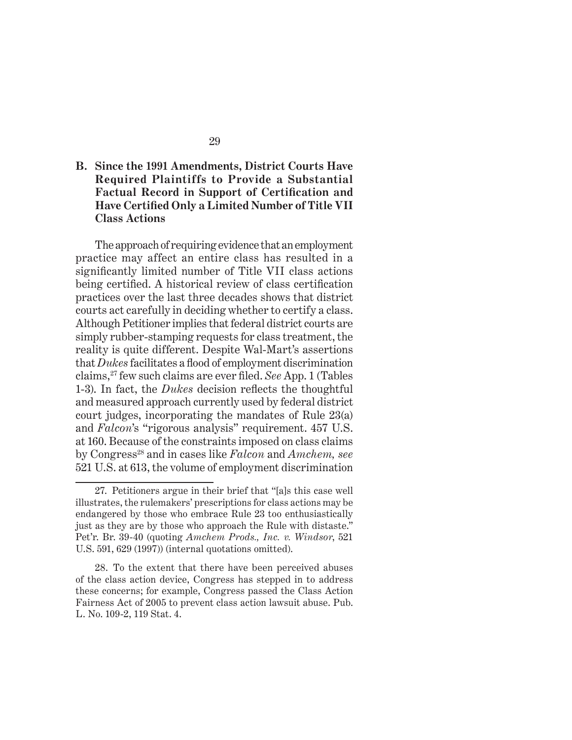### B. Since the 1991 Amendments, District Courts Have Required Plaintiffs to Provide a Substantial Factual Record in Support of Certification and Have Certified Only a Limited Number of Title VII Class Actions

The approach of requiring evidence that an employment practice may affect an entire class has resulted in a significantly limited number of Title VII class actions being certified. A historical review of class certification practices over the last three decades shows that district courts act carefully in deciding whether to certify a class. Although Petitioner implies that federal district courts are simply rubber-stamping requests for class treatment, the reality is quite different. Despite Wal-Mart's assertions that *Dukes* facilitates a flood of employment discrimination claims,[27] few such claims are ever filed. *See* App. 1 (Tables 1-3). In fact, the *Dukes* decision reflects the thoughtful and measured approach currently used by federal district court judges, incorporating the mandates of Rule 23(a) and *Falcon*'s "rigorous analysis" requirement. 457 U.S. at 160. Because of the constraints imposed on class claims by Congress[28] and in cases like *Falcon* and *Amchem, see* 521 U.S. at 613, the volume of employment discrimination

---

27. Petitioners argue in their brief that "[a]s this case well illustrates, the rulemakers' prescriptions for class actions may be endangered by those who embrace Rule 23 too enthusiastically just as they are by those who approach the Rule with distaste." Pet'r. Br. 39-40 (quoting *Amchem Prods., Inc. v. Windsor*, 521 U.S. 591, 629 (1997)) (internal quotations omitted).

28. To the extent that there have been perceived abuses of the class action device, Congress has stepped in to address these concerns; for example, Congress passed the Class Action Fairness Act of 2005 to prevent class action lawsuit abuse. Pub. L. No. 109-2, 119 Stat. 4.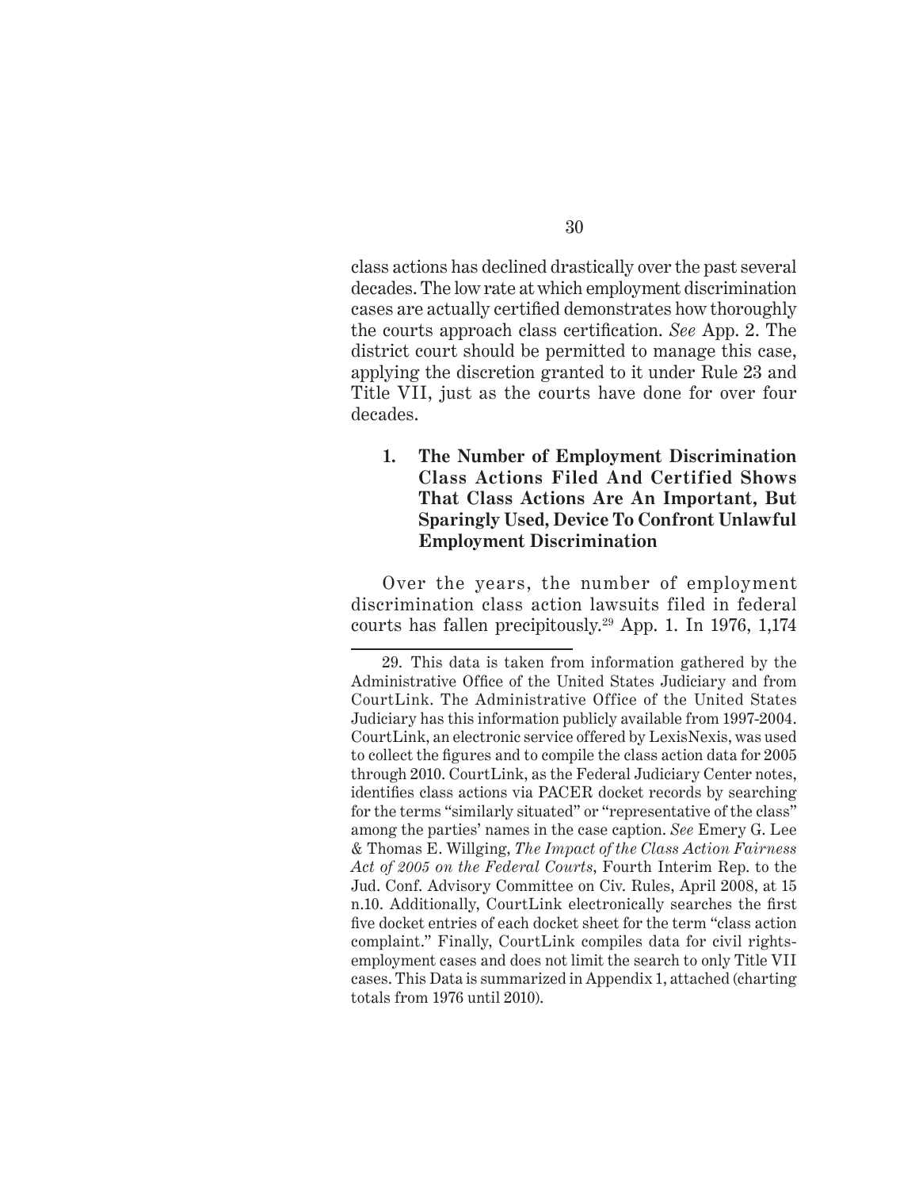class actions has declined drastically over the past several decades. The low rate at which employment discrimination cases are actually certified demonstrates how thoroughly the courts approach class certification. *See* App. 2. The district court should be permitted to manage this case, applying the discretion granted to it under Rule 23 and Title VII, just as the courts have done for over four decades.

**1. The Number of Employment Discrimination Class Actions Filed And Certified Shows That Class Actions Are An Important, But Sparingly Used, Device To Confront Unlawful Employment Discrimination**

Over the years, the number of employment discrimination class action lawsuits filed in federal courts has fallen precipitously.[29] App. 1. In 1976, 1,174

---

29. This data is taken from information gathered by the Administrative Office of the United States Judiciary and from CourtLink. The Administrative Office of the United States Judiciary has this information publicly available from 1997-2004. CourtLink, an electronic service offered by LexisNexis, was used to collect the figures and to compile the class action data for 2005 through 2010. CourtLink, as the Federal Judiciary Center notes, identifies class actions via PACER docket records by searching for the terms "similarly situated" or "representative of the class" among the parties' names in the case caption. *See* Emery G. Lee & Thomas E. Willging, *The Impact of the Class Action Fairness Act of 2005 on the Federal Courts*, Fourth Interim Rep. to the Jud. Conf. Advisory Committee on Civ. Rules, April 2008, at 15 n.10. Additionally, CourtLink electronically searches the first five docket entries of each docket sheet for the term "class action complaint." Finally, CourtLink compiles data for civil rights-employment cases and does not limit the search to only Title VII cases. This Data is summarized in Appendix 1, attached (charting totals from 1976 until 2010).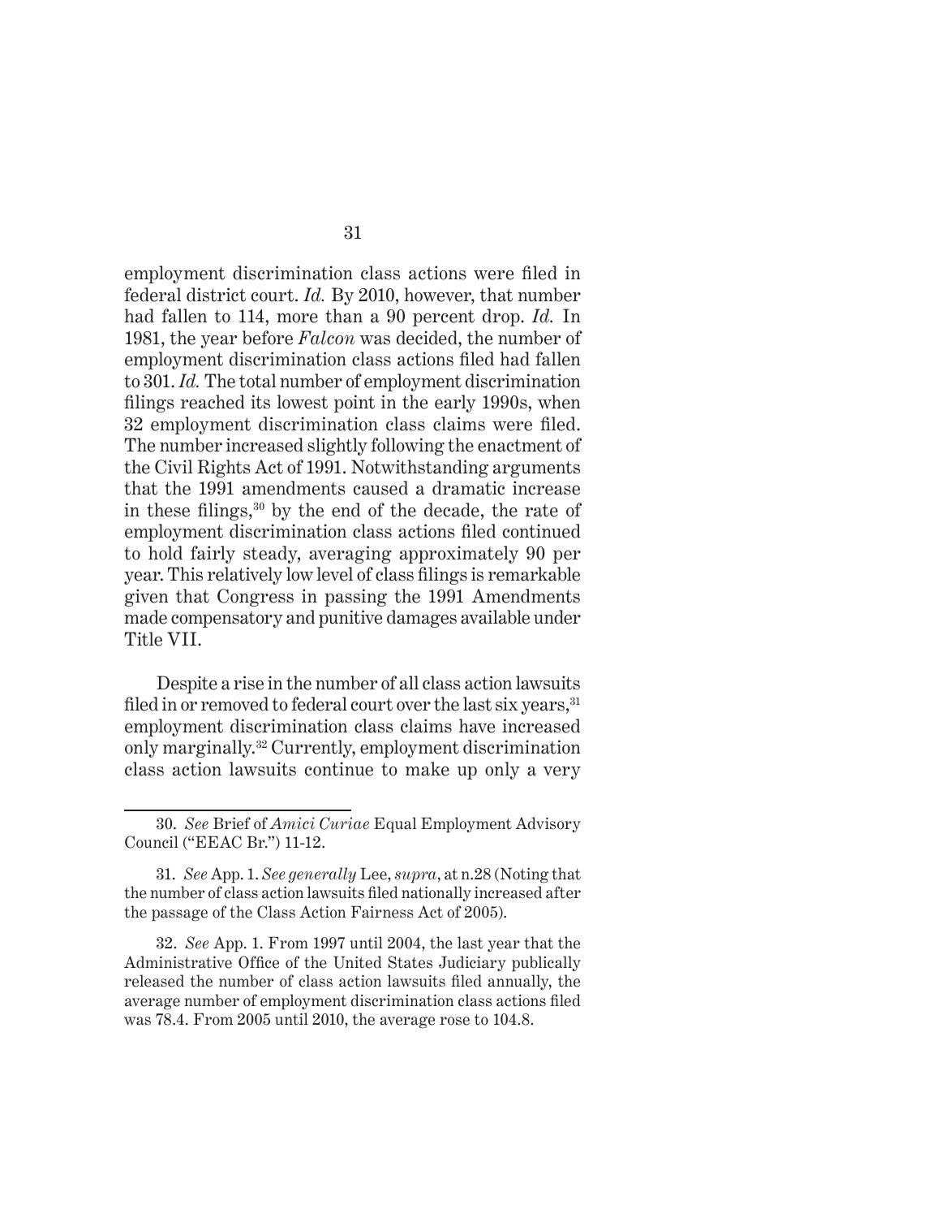employment discrimination class actions were filed in federal district court. *Id.* By 2010, however, that number had fallen to 114, more than a 90 percent drop. *Id.* In 1981, the year before *Falcon* was decided, the number of employment discrimination class actions filed had fallen to 301. *Id.* The total number of employment discrimination filings reached its lowest point in the early 1990s, when 32 employment discrimination class claims were filed. The number increased slightly following the enactment of the Civil Rights Act of 1991. Notwithstanding arguments that the 1991 amendments caused a dramatic increase in these filings,[30] by the end of the decade, the rate of employment discrimination class actions filed continued to hold fairly steady, averaging approximately 90 per year. This relatively low level of class filings is remarkable given that Congress in passing the 1991 Amendments made compensatory and punitive damages available under Title VII.

Despite a rise in the number of all class action lawsuits filed in or removed to federal court over the last six years,[31] employment discrimination class claims have increased only marginally.[32] Currently, employment discrimination class action lawsuits continue to make up only a very

---

30. *See* Brief of *Amici Curiae* Equal Employment Advisory Council ("EEAC Br.") 11-12.

31. *See* App. 1. *See generally* Lee, *supra*, at n.28 (Noting that the number of class action lawsuits filed nationally increased after the passage of the Class Action Fairness Act of 2005).

32. *See* App. 1. From 1997 until 2004, the last year that the Administrative Office of the United States Judiciary publically released the number of class action lawsuits filed annually, the average number of employment discrimination class actions filed was 78.4. From 2005 until 2010, the average rose to 104.8.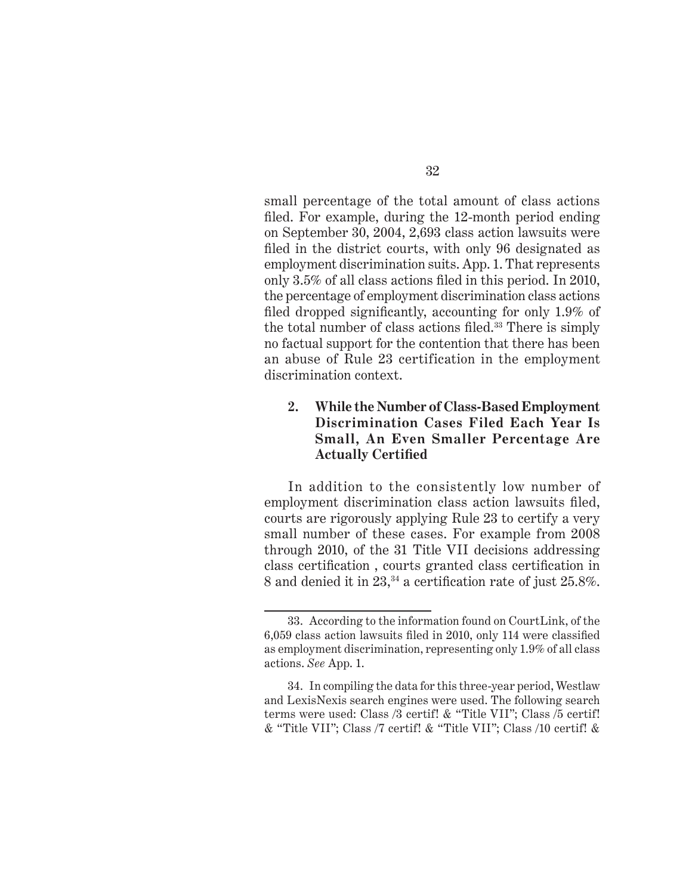small percentage of the total amount of class actions filed. For example, during the 12-month period ending on September 30, 2004, 2,693 class action lawsuits were filed in the district courts, with only 96 designated as employment discrimination suits. App. 1. That represents only 3.5% of all class actions filed in this period. In 2010, the percentage of employment discrimination class actions filed dropped significantly, accounting for only 1.9% of the total number of class actions filed.[33] There is simply no factual support for the contention that there has been an abuse of Rule 23 certification in the employment discrimination context.

### 2. While the Number of Class-Based Employment Discrimination Cases Filed Each Year Is Small, An Even Smaller Percentage Are Actually Certified

In addition to the consistently low number of employment discrimination class action lawsuits filed, courts are rigorously applying Rule 23 to certify a very small number of these cases. For example from 2008 through 2010, of the 31 Title VII decisions addressing class certification , courts granted class certification in 8 and denied it in 23,[34] a certification rate of just 25.8%.

---

33. According to the information found on CourtLink, of the 6,059 class action lawsuits filed in 2010, only 114 were classified as employment discrimination, representing only 1.9% of all class actions. *See* App. 1.

34. In compiling the data for this three-year period, Westlaw and LexisNexis search engines were used. The following search terms were used: Class /3 certif! & "Title VII"; Class /5 certif! & "Title VII"; Class /7 certif! & "Title VII"; Class /10 certif! &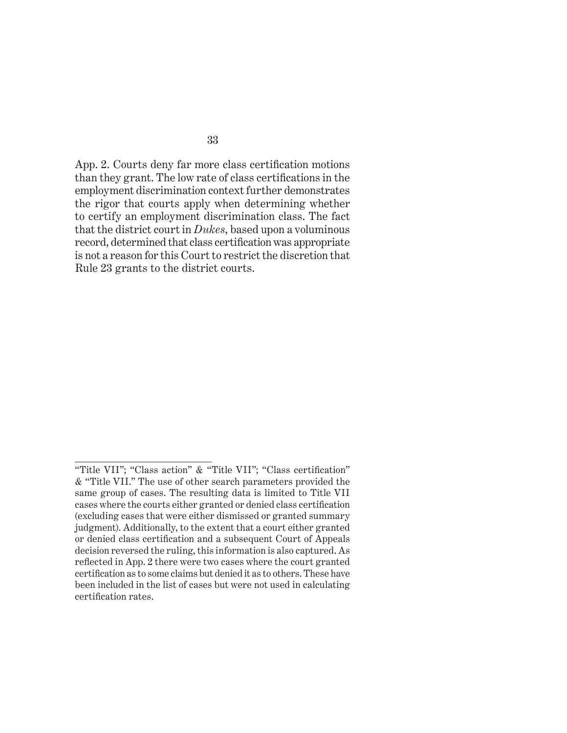App. 2. Courts deny far more class certification motions than they grant. The low rate of class certifications in the employment discrimination context further demonstrates the rigor that courts apply when determining whether to certify an employment discrimination class. The fact that the district court in *Dukes*, based upon a voluminous record, determined that class certification was appropriate is not a reason for this Court to restrict the discretion that Rule 23 grants to the district courts.

---

"Title VII"; "Class action" & "Title VII"; "Class certification" & "Title VII." The use of other search parameters provided the same group of cases. The resulting data is limited to Title VII cases where the courts either granted or denied class certification (excluding cases that were either dismissed or granted summary judgment). Additionally, to the extent that a court either granted or denied class certification and a subsequent Court of Appeals decision reversed the ruling, this information is also captured. As reflected in App. 2 there were two cases where the court granted certification as to some claims but denied it as to others. These have been included in the list of cases but were not used in calculating certification rates.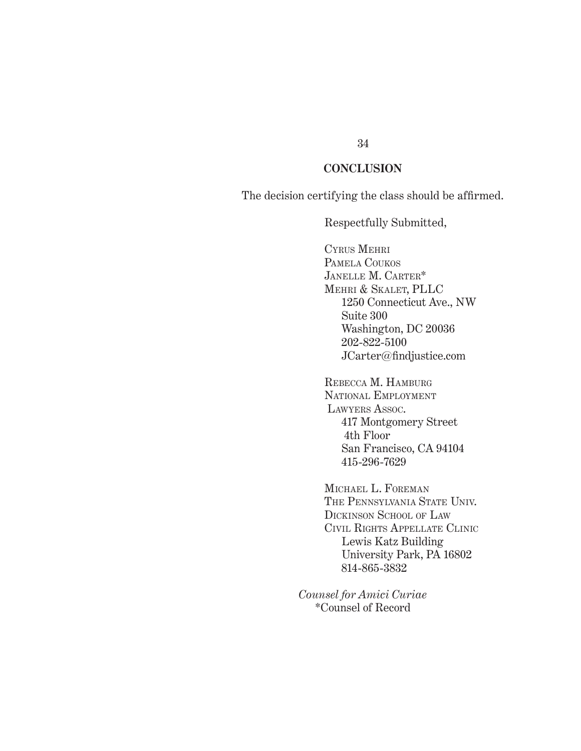## CONCLUSION

The decision certifying the class should be affirmed.

Respectfully Submitted,

CYRUS MEHRI  
PAMELA COUKOS  
JANELLE M. CARTER*  
MEHRI & SKALET, PLLC  
1250 Connecticut Ave., NW  
Suite 300  
Washington, DC 20036  
202-822-5100  
JCarter@findjustice.com

REBECCA M. HAMBURG  
NATIONAL EMPLOYMENT LAWYERS ASSOC.  
417 Montgomery Street  
4th Floor  
San Francisco, CA 94104  
415-296-7629

MICHAEL L. FOREMAN  
THE PENNSYLVANIA STATE UNIV.  
DICKINSON SCHOOL OF LAW  
CIVIL RIGHTS APPELLATE CLINIC  
Lewis Katz Building  
University Park, PA 16802  
814-865-3832

*Counsel for Amici Curiae*  
*Counsel of Record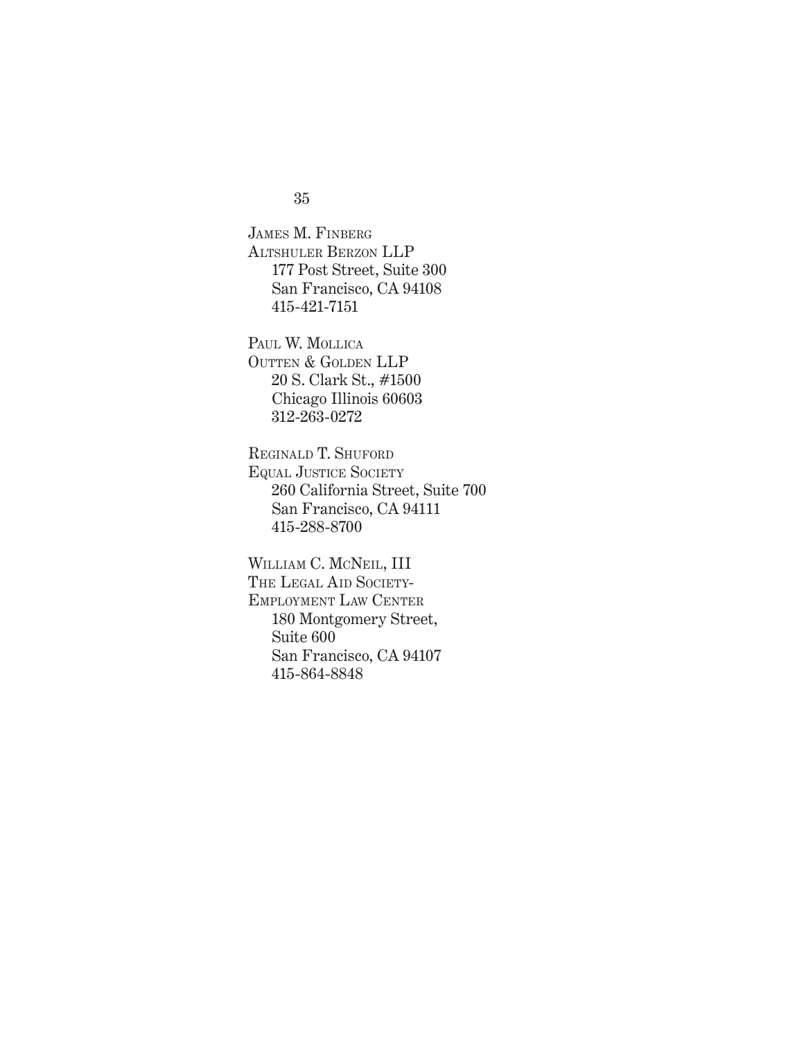JAMES M. FINBERG
ALTSHULER BERZON LLP
177 Post Street, Suite 300
San Francisco, CA 94108
415-421-7151

PAUL W. MOLLICA
OUTTEN & GOLDEN LLP
20 S. Clark St., #1500
Chicago Illinois 60603
312-263-0272

REGINALD T. SHUFORD
EQUAL JUSTICE SOCIETY
260 California Street, Suite 700
San Francisco, CA 94111
415-288-8700

WILLIAM C. MCNEIL, III
THE LEGAL AID SOCIETY-
EMPLOYMENT LAW CENTER
180 Montgomery Street,
Suite 600
San Francisco, CA 94107
415-864-8848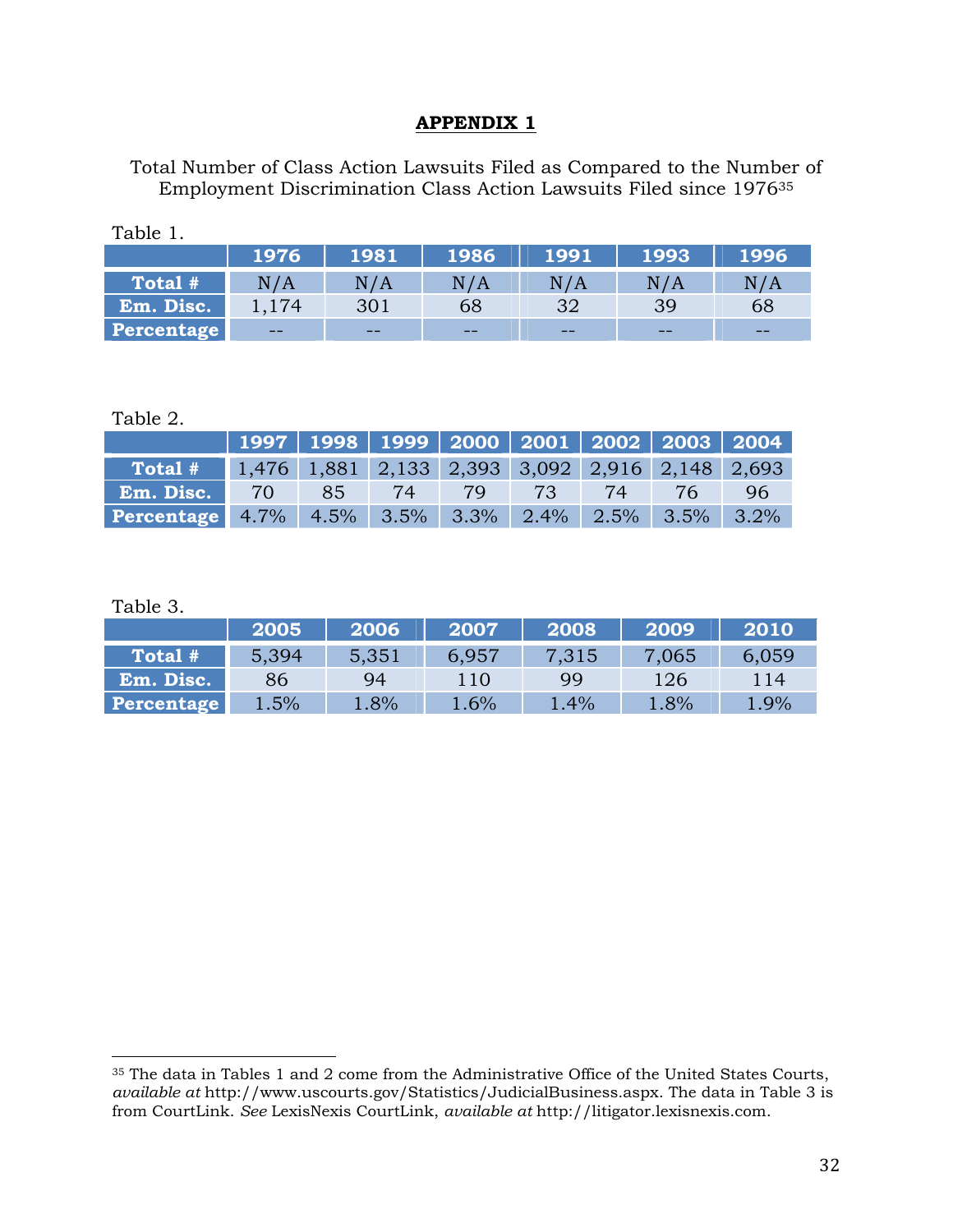# APPENDIX 1

Total Number of Class Action Lawsuits Filed as Compared to the Number of Employment Discrimination Class Action Lawsuits Filed since 1976[35]

Table 1.

| | 1976 | 1981 | 1986 | 1991 | 1993 | 1996 |
|---|---|---|---|---|---|---|
| Total # | N/A | N/A | N/A | N/A | N/A | N/A |
| Em. Disc. | 1,174 | 301 | 68 | 32 | 39 | 68 |
| Percentage | -- | -- | -- | -- | -- | -- |

Table 2.

| | 1997 | 1998 | 1999 | 2000 | 2001 | 2002 | 2003 | 2004 |
|---|---|---|---|---|---|---|---|---|
| Total # | 1,476 | 1,881 | 2,133 | 2,393 | 3,092 | 2,916 | 2,148 | 2,693 |
| Em. Disc. | 70 | 85 | 74 | 79 | 73 | 74 | 76 | 96 |
| Percentage | 4.7% | 4.5% | 3.5% | 3.3% | 2.4% | 2.5% | 3.5% | 3.2% |

Table 3.

| | 2005 | 2006 | 2007 | 2008 | 2009 | 2010 |
|---|---|---|---|---|---|---|
| Total # | 5,394 | 5,351 | 6,957 | 7,315 | 7,065 | 6,059 |
| Em. Disc. | 86 | 94 | 110 | 99 | 126 | 114 |
| Percentage | 1.5% | 1.8% | 1.6% | 1.4% | 1.8% | 1.9% |

---

[35] The data in Tables 1 and 2 come from the Administrative Office of the United States Courts, *available at* http://www.uscourts.gov/Statistics/JudicialBusiness.aspx. The data in Table 3 is from CourtLink. *See* LexisNexis CourtLink, *available at* http://litigator.lexisnexis.com.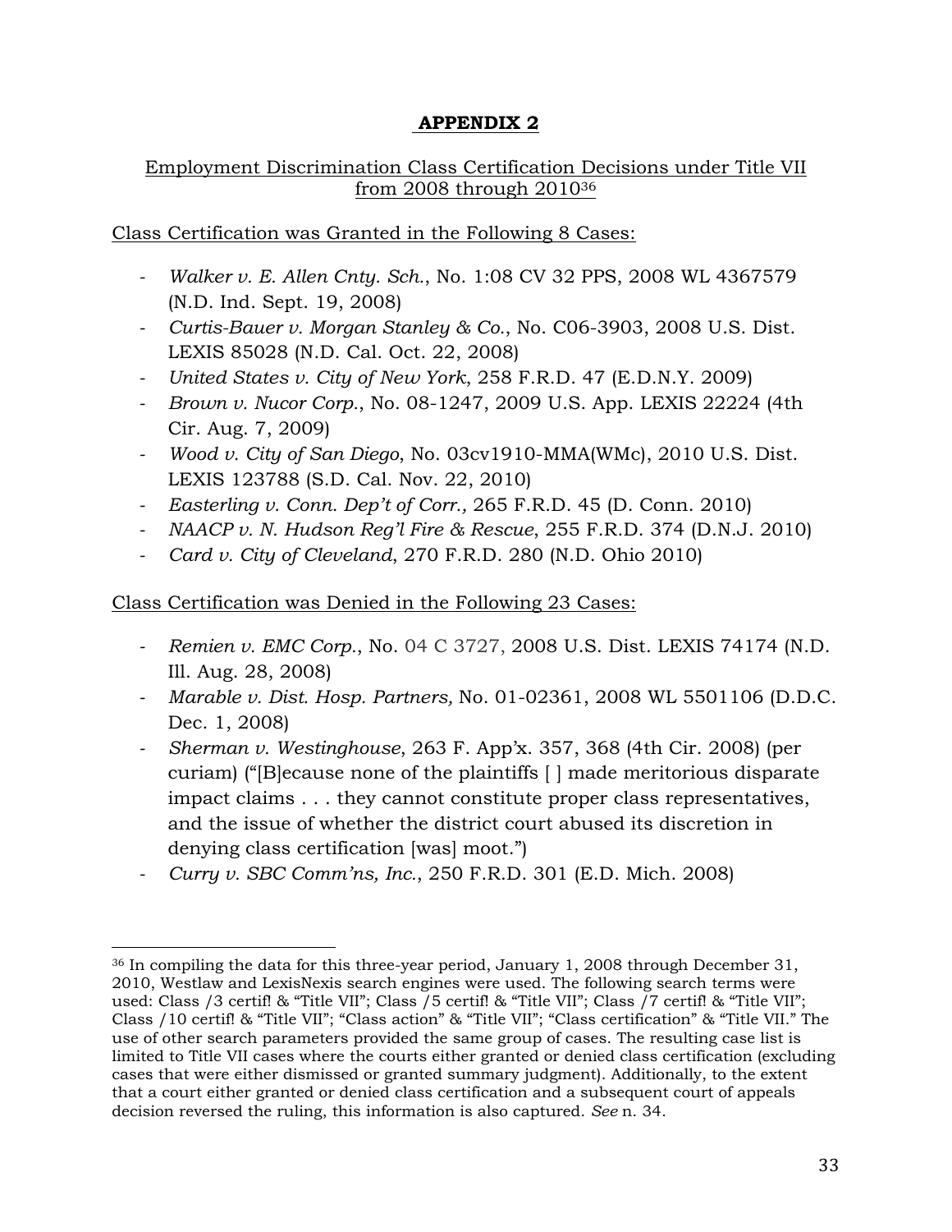## **APPENDIX 2**

Employment Discrimination Class Certification Decisions under Title VII from 2008 through 2010[36]

Class Certification was Granted in the Following 8 Cases:

- *Walker v. E. Allen Cnty. Sch.*, No. 1:08 CV 32 PPS, 2008 WL 4367579 (N.D. Ind. Sept. 19, 2008)
- *Curtis-Bauer v. Morgan Stanley & Co.*, No. C06-3903, 2008 U.S. Dist. LEXIS 85028 (N.D. Cal. Oct. 22, 2008)
- *United States v. City of New York*, 258 F.R.D. 47 (E.D.N.Y. 2009)
- *Brown v. Nucor Corp.*, No. 08-1247, 2009 U.S. App. LEXIS 22224 (4th Cir. Aug. 7, 2009)
- *Wood v. City of San Diego*, No. 03cv1910-MMA(WMc), 2010 U.S. Dist. LEXIS 123788 (S.D. Cal. Nov. 22, 2010)
- *Easterling v. Conn. Dep't of Corr.,* 265 F.R.D. 45 (D. Conn. 2010)
- *NAACP v. N. Hudson Reg'l Fire & Rescue*, 255 F.R.D. 374 (D.N.J. 2010)
- *Card v. City of Cleveland*, 270 F.R.D. 280 (N.D. Ohio 2010)

Class Certification was Denied in the Following 23 Cases:

- *Remien v. EMC Corp.*, No. 04 C 3727, 2008 U.S. Dist. LEXIS 74174 (N.D. Ill. Aug. 28, 2008)
- *Marable v. Dist. Hosp. Partners,* No. 01-02361, 2008 WL 5501106 (D.D.C. Dec. 1, 2008)
- *Sherman v. Westinghouse*, 263 F. App'x. 357, 368 (4th Cir. 2008) (per curiam) ("[B]ecause none of the plaintiffs [ ] made meritorious disparate impact claims . . . they cannot constitute proper class representatives, and the issue of whether the district court abused its discretion in denying class certification [was] moot.")
- *Curry v. SBC Comm'ns, Inc.*, 250 F.R.D. 301 (E.D. Mich. 2008)

---

[36] In compiling the data for this three-year period, January 1, 2008 through December 31, 2010, Westlaw and LexisNexis search engines were used. The following search terms were used: Class /3 certif! & "Title VII"; Class /5 certif! & "Title VII"; Class /7 certif! & "Title VII"; Class /10 certif! & "Title VII"; "Class action" & "Title VII"; "Class certification" & "Title VII." The use of other search parameters provided the same group of cases. The resulting case list is limited to Title VII cases where the courts either granted or denied class certification (excluding cases that were either dismissed or granted summary judgment). Additionally, to the extent that a court either granted or denied class certification and a subsequent court of appeals decision reversed the ruling, this information is also captured. *See* n. 34.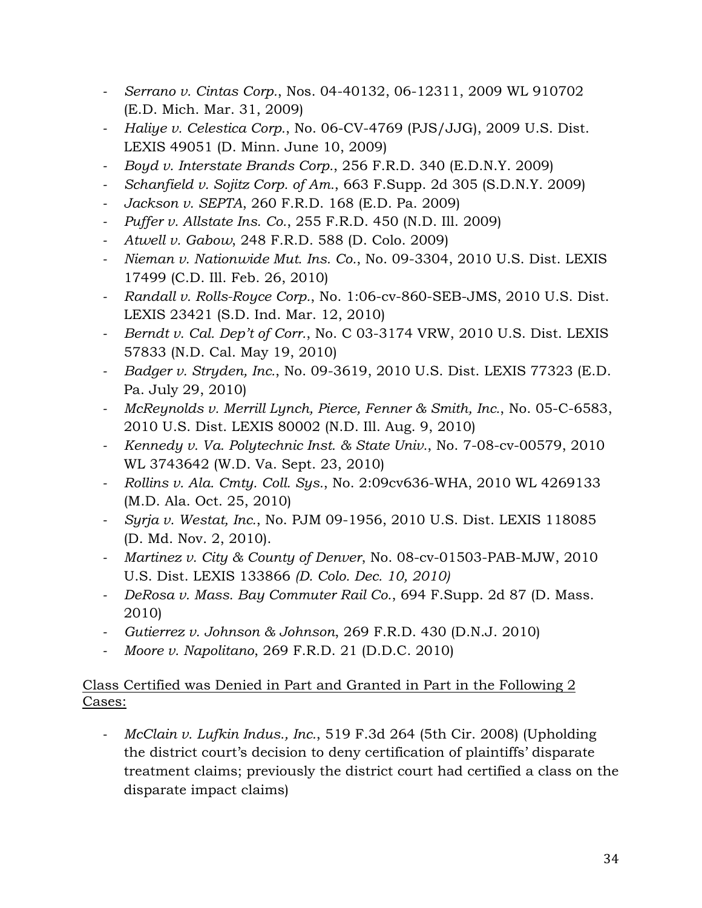- *Serrano v. Cintas Corp.*, Nos. 04-40132, 06-12311, 2009 WL 910702 (E.D. Mich. Mar. 31, 2009)
- *Haliye v. Celestica Corp.*, No. 06-CV-4769 (PJS/JJG), 2009 U.S. Dist. LEXIS 49051 (D. Minn. June 10, 2009)
- *Boyd v. Interstate Brands Corp.*, 256 F.R.D. 340 (E.D.N.Y. 2009)
- *Schanfield v. Sojitz Corp. of Am.*, 663 F.Supp. 2d 305 (S.D.N.Y. 2009)
- *Jackson v. SEPTA*, 260 F.R.D. 168 (E.D. Pa. 2009)
- *Puffer v. Allstate Ins. Co.*, 255 F.R.D. 450 (N.D. Ill. 2009)
- *Atwell v. Gabow*, 248 F.R.D. 588 (D. Colo. 2009)
- *Nieman v. Nationwide Mut. Ins. Co.*, No. 09-3304, 2010 U.S. Dist. LEXIS 17499 (C.D. Ill. Feb. 26, 2010)
- *Randall v. Rolls-Royce Corp.*, No. 1:06-cv-860-SEB-JMS, 2010 U.S. Dist. LEXIS 23421 (S.D. Ind. Mar. 12, 2010)
- *Berndt v. Cal. Dep't of Corr.*, No. C 03-3174 VRW, 2010 U.S. Dist. LEXIS 57833 (N.D. Cal. May 19, 2010)
- *Badger v. Stryden, Inc.*, No. 09-3619, 2010 U.S. Dist. LEXIS 77323 (E.D. Pa. July 29, 2010)
- *McReynolds v. Merrill Lynch, Pierce, Fenner & Smith, Inc.*, No. 05-C-6583, 2010 U.S. Dist. LEXIS 80002 (N.D. Ill. Aug. 9, 2010)
- *Kennedy v. Va. Polytechnic Inst. & State Univ.*, No. 7-08-cv-00579, 2010 WL 3743642 (W.D. Va. Sept. 23, 2010)
- *Rollins v. Ala. Cmty. Coll. Sys.*, No. 2:09cv636-WHA, 2010 WL 4269133 (M.D. Ala. Oct. 25, 2010)
- *Syrja v. Westat, Inc.*, No. PJM 09-1956, 2010 U.S. Dist. LEXIS 118085 (D. Md. Nov. 2, 2010).
- *Martinez v. City & County of Denver*, No. 08-cv-01503-PAB-MJW, 2010 U.S. Dist. LEXIS 133866 *(D. Colo. Dec. 10, 2010)*
- *DeRosa v. Mass. Bay Commuter Rail Co.*, 694 F.Supp. 2d 87 (D. Mass. 2010)
- *Gutierrez v. Johnson & Johnson*, 269 F.R.D. 430 (D.N.J. 2010)
- *Moore v. Napolitano*, 269 F.R.D. 21 (D.D.C. 2010)

<u>Class Certified was Denied in Part and Granted in Part in the Following 2 Cases:</u>

- *McClain v. Lufkin Indus., Inc.*, 519 F.3d 264 (5th Cir. 2008) (Upholding the district court's decision to deny certification of plaintiffs' disparate treatment claims; previously the district court had certified a class on the disparate impact claims)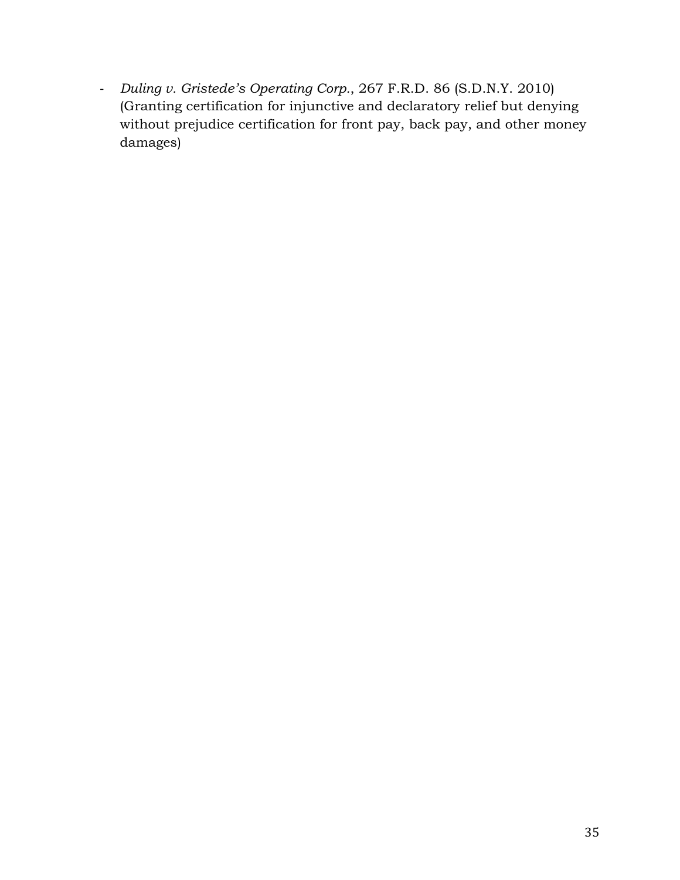- *Duling v. Gristede's Operating Corp.*, 267 F.R.D. 86 (S.D.N.Y. 2010) (Granting certification for injunctive and declaratory relief but denying without prejudice certification for front pay, back pay, and other money damages)